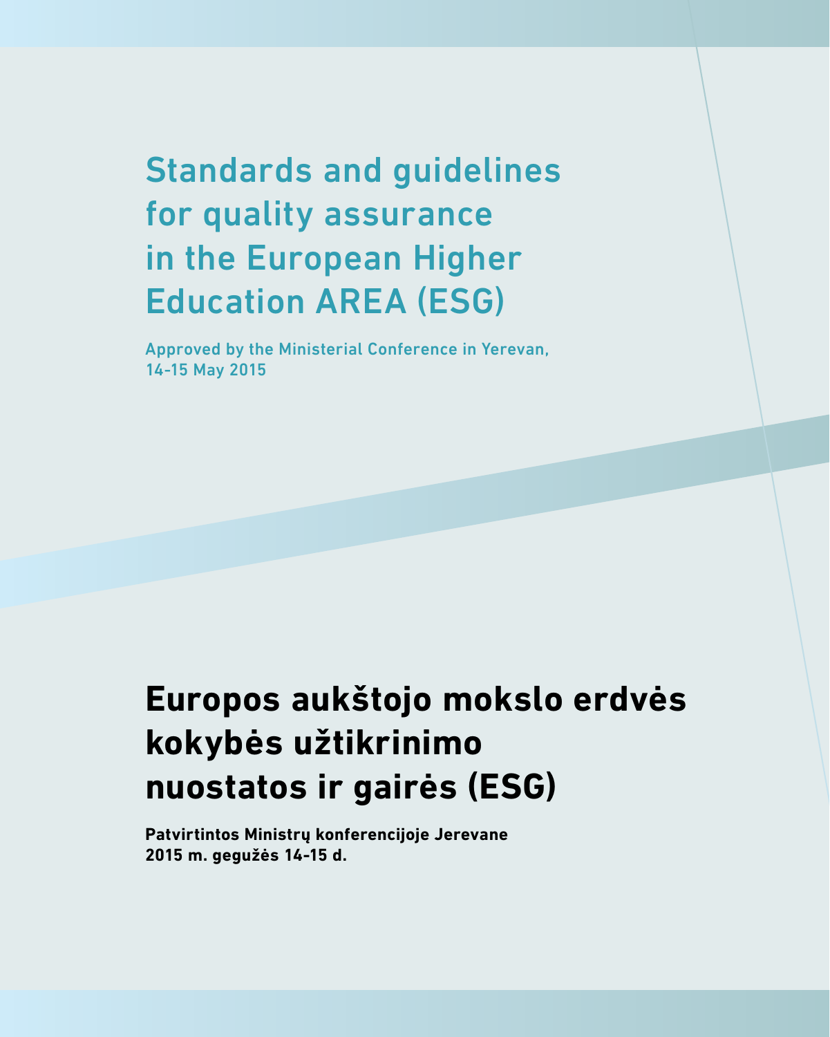# Standards and guidelines for quality assurance in the European Higher Education AREA (ESG)

Approved by the Ministerial Conference in Yerevan,
14-15 May 2015

# Europos aukštojo mokslo erdvės kokybės užtikrinimo nuostatos ir gairės (ESG)

**Patvirtintos Ministrų konferencijoje Jerevane**
**2015 m. gegužės 14-15 d.**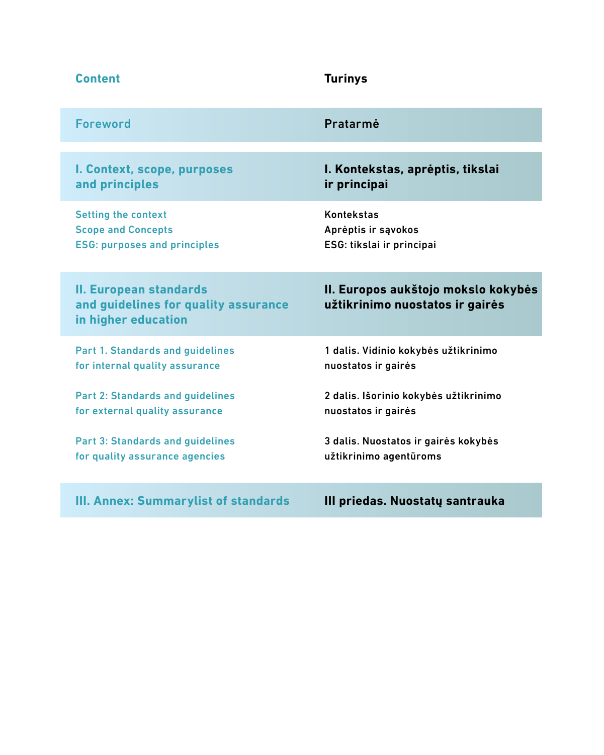| Content | Turinys |
| --- | --- |
| **Foreword** | **Pratarmė** |
| **I. Context, scope, purposes and principles** | **I. Kontekstas, aprėptis, tikslai ir principai** |
| Setting the context | Kontekstas |
| Scope and Concepts | Aprėptis ir sąvokos |
| ESG: purposes and principles | ESG: tikslai ir principai |
| **II. European standards and guidelines for quality assurance in higher education** | **II. Europos aukštojo mokslo kokybės užtikrinimo nuostatos ir gairės** |
| Part 1. Standards and guidelines for internal quality assurance | 1 dalis. Vidinio kokybės užtikrinimo nuostatos ir gairės |
| Part 2: Standards and guidelines for external quality assurance | 2 dalis. Išorinio kokybės užtikrinimo nuostatos ir gairės |
| Part 3: Standards and guidelines for quality assurance agencies | 3 dalis. Nuostatos ir gairės kokybės užtikrinimo agentūroms |
| **III. Annex: Summarylist of standards** | **III priedas. Nuostatų santrauka** |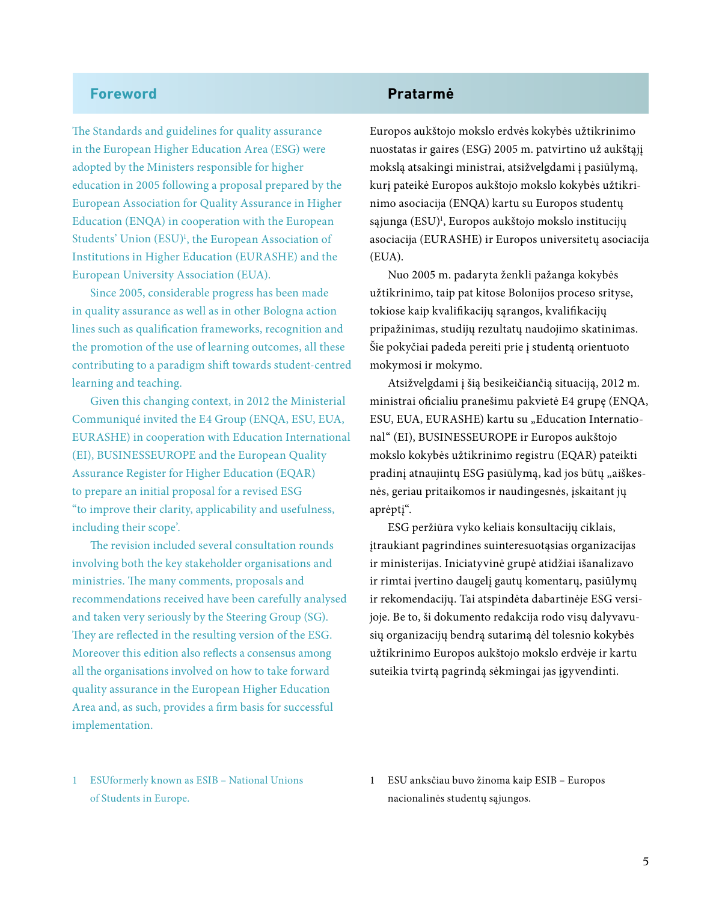## Foreword

The Standards and guidelines for quality assurance in the European Higher Education Area (ESG) were adopted by the Ministers responsible for higher education in 2005 following a proposal prepared by the European Association for Quality Assurance in Higher Education (ENQA) in cooperation with the European Students' Union (ESU)[1], the European Association of Institutions in Higher Education (EURASHE) and the European University Association (EUA).

Since 2005, considerable progress has been made in quality assurance as well as in other Bologna action lines such as qualification frameworks, recognition and the promotion of the use of learning outcomes, all these contributing to a paradigm shift towards student-centred learning and teaching.

Given this changing context, in 2012 the Ministerial Communiqué invited the E4 Group (ENQA, ESU, EUA, EURASHE) in cooperation with Education International (EI), BUSINESSEUROPE and the European Quality Assurance Register for Higher Education (EQAR) to prepare an initial proposal for a revised ESG "to improve their clarity, applicability and usefulness, including their scope'.

The revision included several consultation rounds involving both the key stakeholder organisations and ministries. The many comments, proposals and recommendations received have been carefully analysed and taken very seriously by the Steering Group (SG). They are reflected in the resulting version of the ESG. Moreover this edition also reflects a consensus among all the organisations involved on how to take forward quality assurance in the European Higher Education Area and, as such, provides a firm basis for successful implementation.

1 ESUformerly known as ESIB – National Unions of Students in Europe.

## Pratarmė

Europos aukštojo mokslo erdvės kokybės užtikrinimo nuostatas ir gaires (ESG) 2005 m. patvirtino už aukštąjį mokslą atsakingi ministrai, atsižvelgdami į pasiūlymą, kurį pateikė Europos aukštojo mokslo kokybės užtikrinimo asociacija (ENQA) kartu su Europos studentų sąjunga (ESU)[1], Europos aukštojo mokslo institucijų asociacija (EURASHE) ir Europos universitetų asociacija (EUA).

Nuo 2005 m. padaryta ženkli pažanga kokybės užtikrinimo, taip pat kitose Bolonijos proceso srityse, tokiose kaip kvalifikacijų sąrangos, kvalifikacijų pripažinimas, studijų rezultatų naudojimo skatinimas. Šie pokyčiai padeda pereiti prie į studentą orientuoto mokymosi ir mokymo.

Atsižvelgdami į šią besikeičiančią situaciją, 2012 m. ministrai oficialiu pranešimu pakvietė E4 grupę (ENQA, ESU, EUA, EURASHE) kartu su „Education International" (EI), BUSINESSEUROPE ir Europos aukštojo mokslo kokybės užtikrinimo registru (EQAR) pateikti pradinį atnaujintų ESG pasiūlymą, kad jos būtų „aiškesnės, geriau pritaikomos ir naudingesnės, įskaitant jų aprėptį".

ESG peržiūra vyko keliais konsultacijų ciklais, įtraukiant pagrindines suinteresuotąsias organizacijas ir ministerijas. Iniciatyvinė grupė atidžiai išanalizavo ir rimtai įvertino daugelį gautų komentarų, pasiūlymų ir rekomendacijų. Tai atspindėta dabartinėje ESG versijoje. Be to, ši dokumento redakcija rodo visų dalyvavusių organizacijų bendrą sutarimą dėl tolesnio kokybės užtikrinimo Europos aukštojo mokslo erdvėje ir kartu suteikia tvirtą pagrindą sėkmingai jas įgyvendinti.

1 ESU anksčiau buvo žinoma kaip ESIB – Europos nacionalinės studentų sąjungos.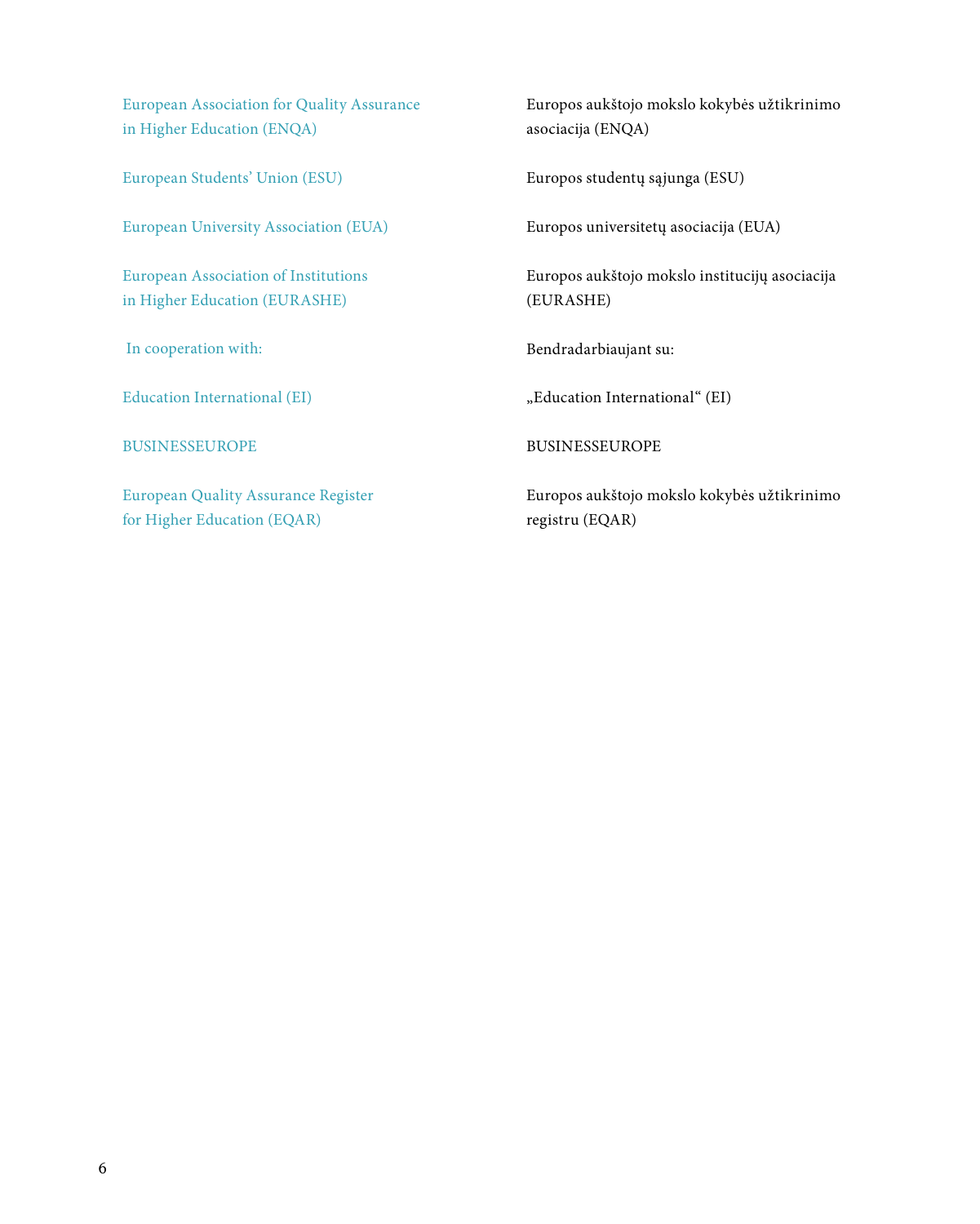| | |
|---|---|
| European Association for Quality Assurance in Higher Education (ENQA) | Europos aukštojo mokslo kokybės užtikrinimo asociacija (ENQA) |
| European Students' Union (ESU) | Europos studentų sąjunga (ESU) |
| European University Association (EUA) | Europos universitetų asociacija (EUA) |
| European Association of Institutions in Higher Education (EURASHE) | Europos aukštojo mokslo institucijų asociacija (EURASHE) |
| In cooperation with: | Bendradarbiaujant su: |
| Education International (EI) | „Education International" (EI) |
| BUSINESSEUROPE | BUSINESSEUROPE |
| European Quality Assurance Register for Higher Education (EQAR) | Europos aukštojo mokslo kokybės užtikrinimo registru (EQAR) |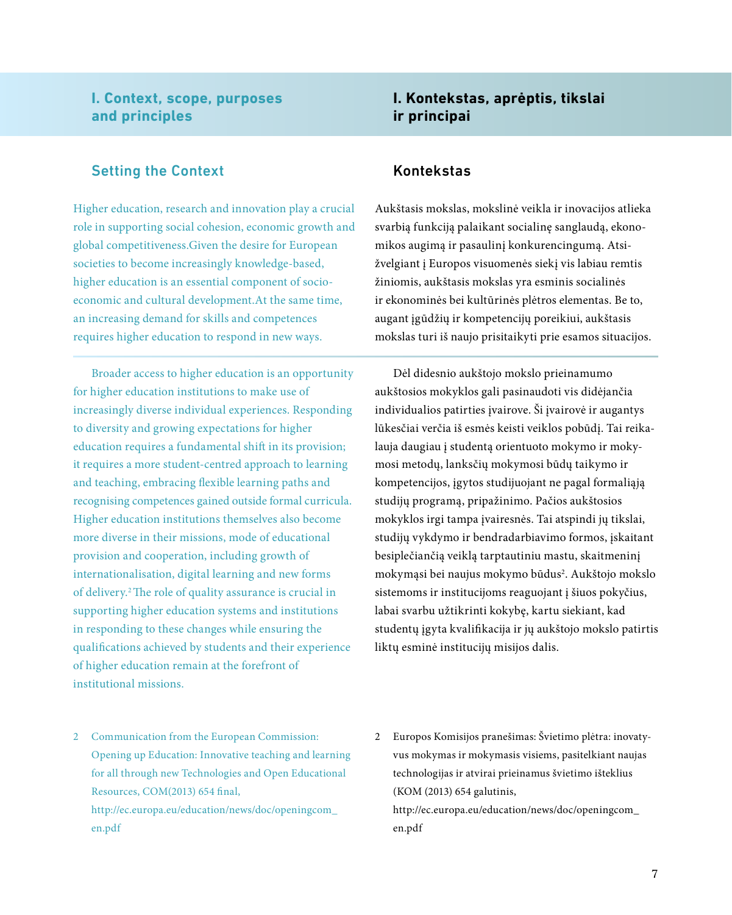## I. Context, scope, purposes and principles

### Setting the Context

Higher education, research and innovation play a crucial role in supporting social cohesion, economic growth and global competitiveness.Given the desire for European societies to become increasingly knowledge-based, higher education is an essential component of socio-economic and cultural development.At the same time, an increasing demand for skills and competences requires higher education to respond in new ways.

Broader access to higher education is an opportunity for higher education institutions to make use of increasingly diverse individual experiences. Responding to diversity and growing expectations for higher education requires a fundamental shift in its provision; it requires a more student-centred approach to learning and teaching, embracing flexible learning paths and recognising competences gained outside formal curricula. Higher education institutions themselves also become more diverse in their missions, mode of educational provision and cooperation, including growth of internationalisation, digital learning and new forms of delivery.[2] The role of quality assurance is crucial in supporting higher education systems and institutions in responding to these changes while ensuring the qualifications achieved by students and their experience of higher education remain at the forefront of institutional missions.

2 Communication from the European Commission: Opening up Education: Innovative teaching and learning for all through new Technologies and Open Educational Resources, COM(2013) 654 final, http://ec.europa.eu/education/news/doc/openingcom_en.pdf

## I. Kontekstas, aprėptis, tikslai ir principai

### Kontekstas

Aukštasis mokslas, mokslinė veikla ir inovacijos atlieka svarbią funkciją palaikant socialinę sanglaudą, ekonomikos augimą ir pasaulinį konkurencingumą. Atsižvelgiant į Europos visuomenės siekį vis labiau remtis žiniomis, aukštasis mokslas yra esminis socialinės ir ekonominės bei kultūrinės plėtros elementas. Be to, augant įgūdžių ir kompetencijų poreikiui, aukštasis mokslas turi iš naujo prisitaikyti prie esamos situacijos.

Dėl didesnio aukštojo mokslo prieinamumo aukštosios mokyklos gali pasinaudoti vis didėjančia individualios patirties įvairove. Ši įvairovė ir augantys lūkesčiai verčia iš esmės keisti veiklos pobūdį. Tai reikalauja daugiau į studentą orientuoto mokymo ir mokymosi metodų, lanksčių mokymosi būdų taikymo ir kompetencijos, įgytos studijuojant ne pagal formaliąją studijų programą, pripažinimo. Pačios aukštosios mokyklos irgi tampa įvairesnės. Tai atspindi jų tikslai, studijų vykdymo ir bendradarbiavimo formos, įskaitant besiplečiančią veiklą tarptautiniu mastu, skaitmeninį mokymąsi bei naujus mokymo būdus[2]. Aukštojo mokslo sistemoms ir institucijoms reaguojant į šiuos pokyčius, labai svarbu užtikrinti kokybę, kartu siekiant, kad studentų įgyta kvalifikacija ir jų aukštojo mokslo patirtis liktų esminė institucijų misijos dalis.

2 Europos Komisijos pranešimas: Švietimo plėtra: inovatyvus mokymas ir mokymasis visiems, pasitelkiant naujas technologijas ir atvirai prieinamus švietimo išteklius (KOM (2013) 654 galutinis, http://ec.europa.eu/education/news/doc/openingcom_en.pdf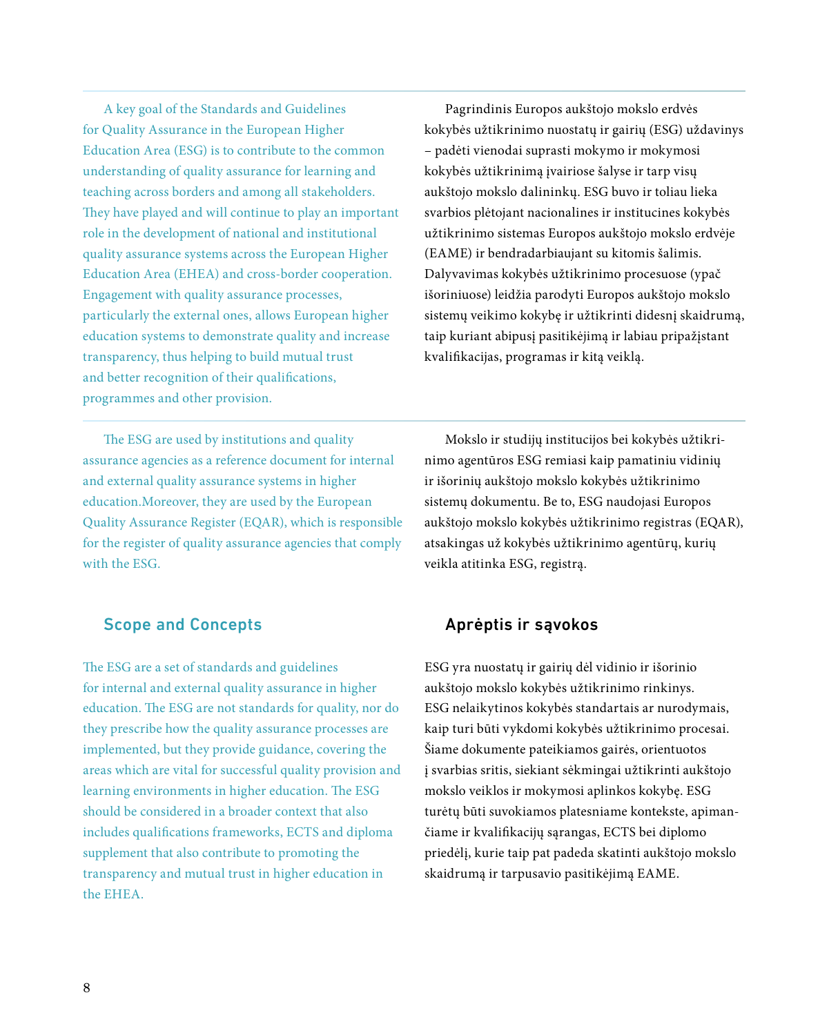A key goal of the Standards and Guidelines for Quality Assurance in the European Higher Education Area (ESG) is to contribute to the common understanding of quality assurance for learning and teaching across borders and among all stakeholders. They have played and will continue to play an important role in the development of national and institutional quality assurance systems across the European Higher Education Area (EHEA) and cross-border cooperation. Engagement with quality assurance processes, particularly the external ones, allows European higher education systems to demonstrate quality and increase transparency, thus helping to build mutual trust and better recognition of their qualifications, programmes and other provision.

Pagrindinis Europos aukštojo mokslo erdvės kokybės užtikrinimo nuostatų ir gairių (ESG) uždavinys – padėti vienodai suprasti mokymo ir mokymosi kokybės užtikrinimą įvairiose šalyse ir tarp visų aukštojo mokslo dalininkų. ESG buvo ir toliau lieka svarbios plėtojant nacionalines ir institucines kokybės užtikrinimo sistemas Europos aukštojo mokslo erdvėje (EAME) ir bendradarbiaujant su kitomis šalimis. Dalyvavimas kokybės užtikrinimo procesuose (ypač išoriniuose) leidžia parodyti Europos aukštojo mokslo sistemų veikimo kokybę ir užtikrinti didesnį skaidrumą, taip kuriant abipusį pasitikėjimą ir labiau pripažįstant kvalifikacijas, programas ir kitą veiklą.

The ESG are used by institutions and quality assurance agencies as a reference document for internal and external quality assurance systems in higher education.Moreover, they are used by the European Quality Assurance Register (EQAR), which is responsible for the register of quality assurance agencies that comply with the ESG.

Mokslo ir studijų institucijos bei kokybės užtikrinimo agentūros ESG remiasi kaip pamatiniu vidinių ir išorinių aukštojo mokslo kokybės užtikrinimo sistemų dokumentu. Be to, ESG naudojasi Europos aukštojo mokslo kokybės užtikrinimo registras (EQAR), atsakingas už kokybės užtikrinimo agentūrų, kurių veikla atitinka ESG, registrą.

## Scope and Concepts

The ESG are a set of standards and guidelines for internal and external quality assurance in higher education. The ESG are not standards for quality, nor do they prescribe how the quality assurance processes are implemented, but they provide guidance, covering the areas which are vital for successful quality provision and learning environments in higher education. The ESG should be considered in a broader context that also includes qualifications frameworks, ECTS and diploma supplement that also contribute to promoting the transparency and mutual trust in higher education in the EHEA.

## Aprėptis ir sąvokos

ESG yra nuostatų ir gairių dėl vidinio ir išorinio aukštojo mokslo kokybės užtikrinimo rinkinys. ESG nelaikytinos kokybės standartais ar nurodymais, kaip turi būti vykdomi kokybės užtikrinimo procesai. Šiame dokumente pateikiamos gairės, orientuotos į svarbias sritis, siekiant sėkmingai užtikrinti aukštojo mokslo veiklos ir mokymosi aplinkos kokybę. ESG turėtų būti suvokiamos platesniame kontekste, apimančiame ir kvalifikacijų sąrangas, ECTS bei diplomo priedėlį, kurie taip pat padeda skatinti aukštojo mokslo skaidrumą ir tarpusavio pasitikėjimą EAME.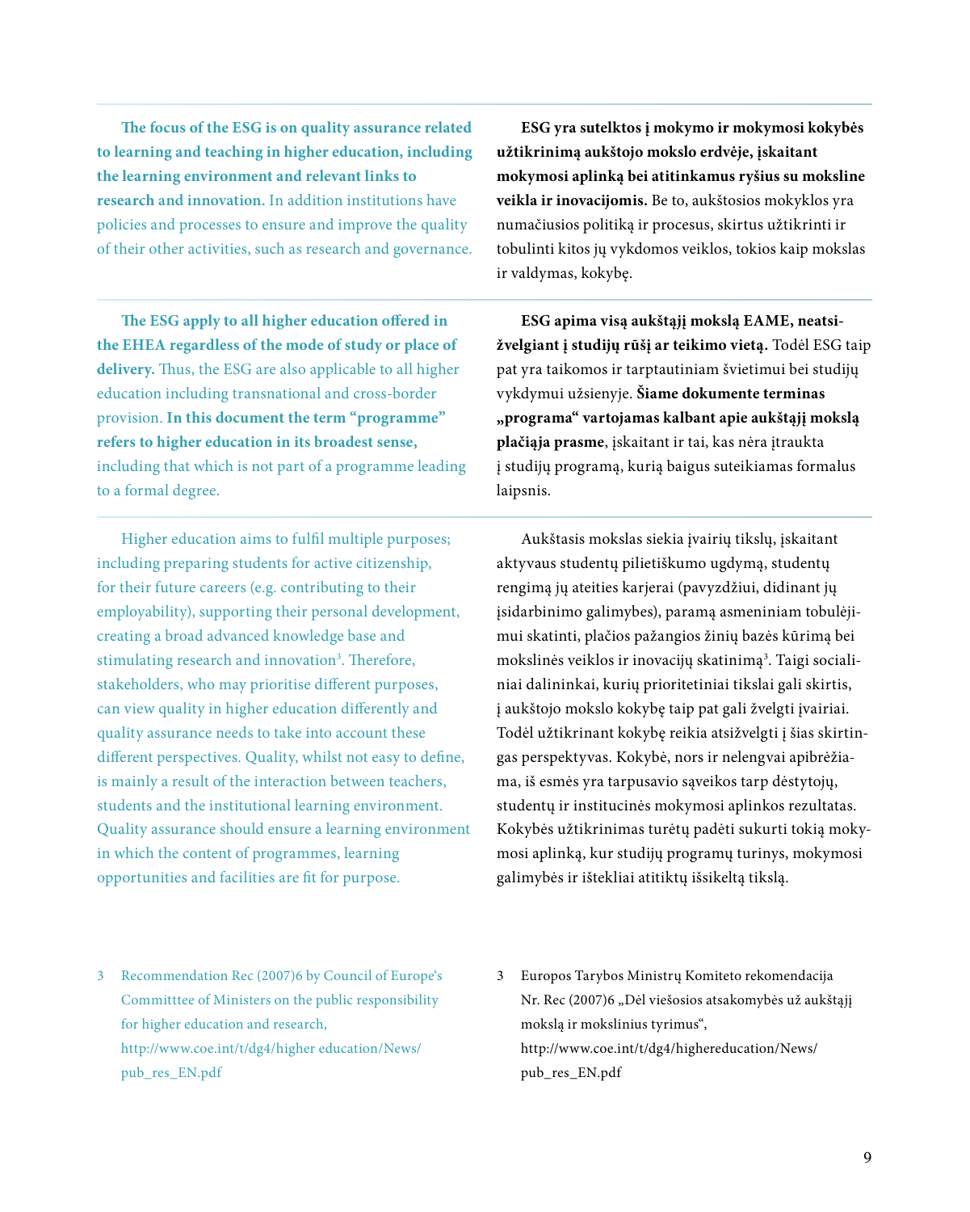**The focus of the ESG is on quality assurance related to learning and teaching in higher education, including the learning environment and relevant links to research and innovation.** In addition institutions have policies and processes to ensure and improve the quality of their other activities, such as research and governance.

**ESG yra sutelktos į mokymo ir mokymosi kokybės užtikrinimą aukštojo mokslo erdvėje, įskaitant mokymosi aplinką bei atitinkamus ryšius su moksline veikla ir inovacijomis.** Be to, aukštosios mokyklos yra numačiusios politiką ir procesus, skirtus užtikrinti ir tobulinti kitos jų vykdomos veiklos, tokios kaip mokslas ir valdymas, kokybę.

**The ESG apply to all higher education offered in the EHEA regardless of the mode of study or place of delivery.** Thus, the ESG are also applicable to all higher education including transnational and cross-border provision. **In this document the term "programme" refers to higher education in its broadest sense,** including that which is not part of a programme leading to a formal degree.

**ESG apima visą aukštąjį mokslą EAME, neatsižvelgiant į studijų rūšį ar teikimo vietą.** Todėl ESG taip pat yra taikomos ir tarptautiniam švietimui bei studijų vykdymui užsienyje. **Šiame dokumente terminas „programa" vartojamas kalbant apie aukštąjį mokslą plačiąja prasme**, įskaitant ir tai, kas nėra įtraukta į studijų programą, kurią baigus suteikiamas formalus laipsnis.

Higher education aims to fulfil multiple purposes; including preparing students for active citizenship, for their future careers (e.g. contributing to their employability), supporting their personal development, creating a broad advanced knowledge base and stimulating research and innovation[3]. Therefore, stakeholders, who may prioritise different purposes, can view quality in higher education differently and quality assurance needs to take into account these different perspectives. Quality, whilst not easy to define, is mainly a result of the interaction between teachers, students and the institutional learning environment. Quality assurance should ensure a learning environment in which the content of programmes, learning opportunities and facilities are fit for purpose.

Aukštasis mokslas siekia įvairių tikslų, įskaitant aktyvaus studentų pilietiškumo ugdymą, studentų rengimą jų ateities karjerai (pavyzdžiui, didinant jų įsidarbinimo galimybes), paramą asmeniniam tobulėjimui skatinti, plačios pažangios žinių bazės kūrimą bei mokslinės veiklos ir inovacijų skatinimą[3]. Taigi socialiniai dalininkai, kurių prioritetiniai tikslai gali skirtis, į aukštojo mokslo kokybę taip pat gali žvelgti įvairiai. Todėl užtikrinant kokybę reikia atsižvelgti į šias skirtingas perspektyvas. Kokybė, nors ir nelengvai apibrėžiama, iš esmės yra tarpusavio sąveikos tarp dėstytojų, studentų ir institucinės mokymosi aplinkos rezultatas. Kokybės užtikrinimas turėtų padėti sukurti tokią mokymosi aplinką, kur studijų programų turinys, mokymosi galimybės ir ištekliai atitiktų išsikeltą tikslą.

3 Recommendation Rec (2007)6 by Council of Europe's Committtee of Ministers on the public responsibility for higher education and research, http://www.coe.int/t/dg4/higher education/News/pub_res_EN.pdf

3 Europos Tarybos Ministrų Komiteto rekomendacija Nr. Rec (2007)6 „Dėl viešosios atsakomybės už aukštąjį mokslą ir mokslinius tyrimus", http://www.coe.int/t/dg4/highereducation/News/pub_res_EN.pdf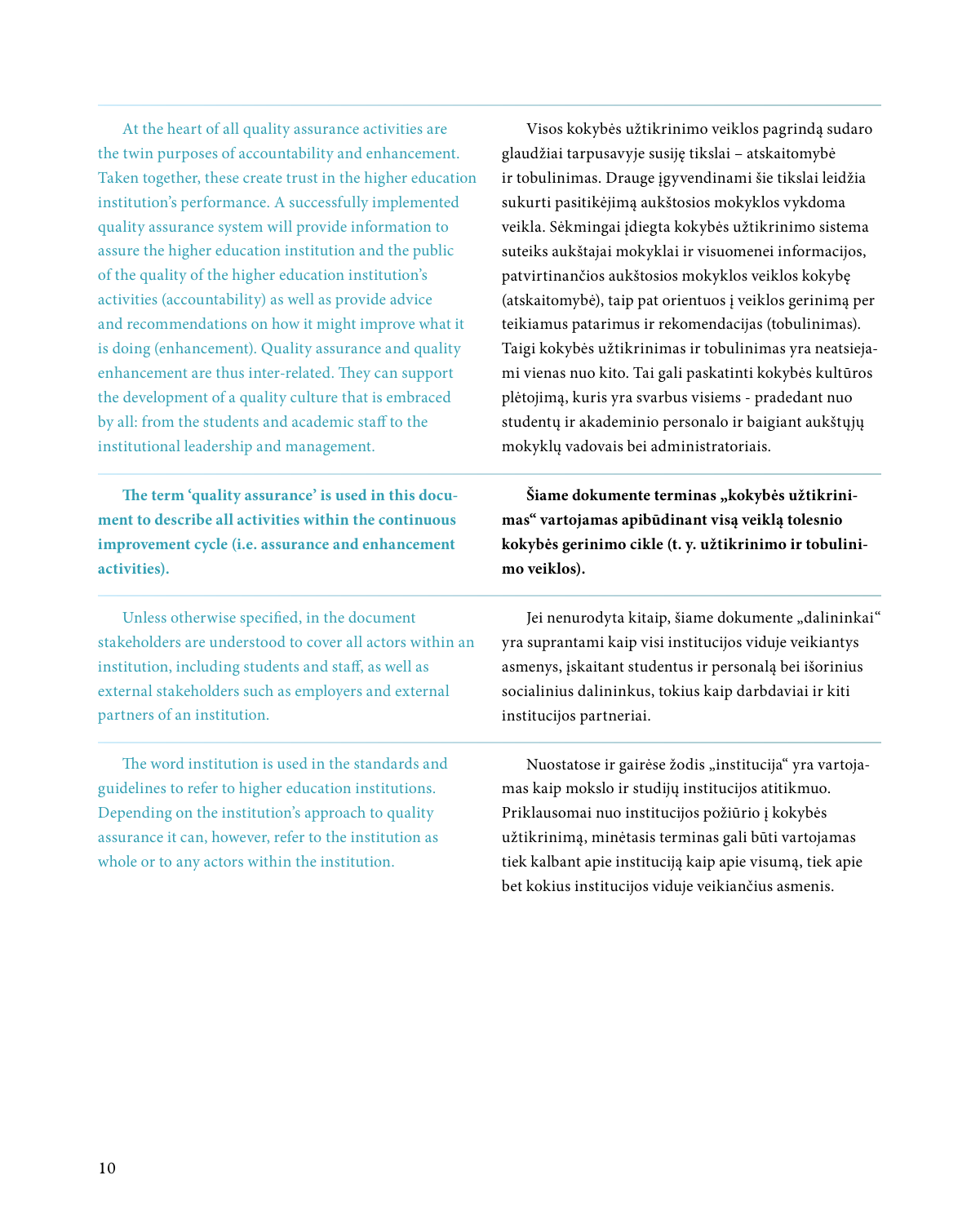At the heart of all quality assurance activities are the twin purposes of accountability and enhancement. Taken together, these create trust in the higher education institution's performance. A successfully implemented quality assurance system will provide information to assure the higher education institution and the public of the quality of the higher education institution's activities (accountability) as well as provide advice and recommendations on how it might improve what it is doing (enhancement). Quality assurance and quality enhancement are thus inter-related. They can support the development of a quality culture that is embraced by all: from the students and academic staff to the institutional leadership and management.

Visos kokybės užtikrinimo veiklos pagrindą sudaro glaudžiai tarpusavyje susiję tikslai – atskaitomybė ir tobulinimas. Drauge įgyvendinami šie tikslai leidžia sukurti pasitikėjimą aukštosios mokyklos vykdoma veikla. Sėkmingai įdiegta kokybės užtikrinimo sistema suteiks aukštajai mokyklai ir visuomenei informacijos, patvirtinančios aukštosios mokyklos veiklos kokybę (atskaitomybė), taip pat orientuos į veiklos gerinimą per teikiamus patarimus ir rekomendacijas (tobulinimas). Taigi kokybės užtikrinimas ir tobulinimas yra neatsiejami vienas nuo kito. Tai gali paskatinti kokybės kultūros plėtojimą, kuris yra svarbus visiems - pradedant nuo studentų ir akademinio personalo ir baigiant aukštųjų mokyklų vadovais bei administratoriais.

**The term 'quality assurance' is used in this document to describe all activities within the continuous improvement cycle (i.e. assurance and enhancement activities).**

**Šiame dokumente terminas „kokybės užtikrinimas" vartojamas apibūdinant visą veiklą tolesnio kokybės gerinimo cikle (t. y. užtikrinimo ir tobulinimo veiklos).**

Unless otherwise specified, in the document stakeholders are understood to cover all actors within an institution, including students and staff, as well as external stakeholders such as employers and external partners of an institution.

Jei nenurodyta kitaip, šiame dokumente „dalininkai" yra suprantami kaip visi institucijos viduje veikiantys asmenys, įskaitant studentus ir personalą bei išorinius socialinius dalininkus, tokius kaip darbdaviai ir kiti institucijos partneriai.

The word institution is used in the standards and guidelines to refer to higher education institutions. Depending on the institution's approach to quality assurance it can, however, refer to the institution as whole or to any actors within the institution.

Nuostatose ir gairėse žodis „institucija" yra vartojamas kaip mokslo ir studijų institucijos atitikmuo. Priklausomai nuo institucijos požiūrio į kokybės užtikrinimą, minėtasis terminas gali būti vartojamas tiek kalbant apie instituciją kaip apie visumą, tiek apie bet kokius institucijos viduje veikiančius asmenis.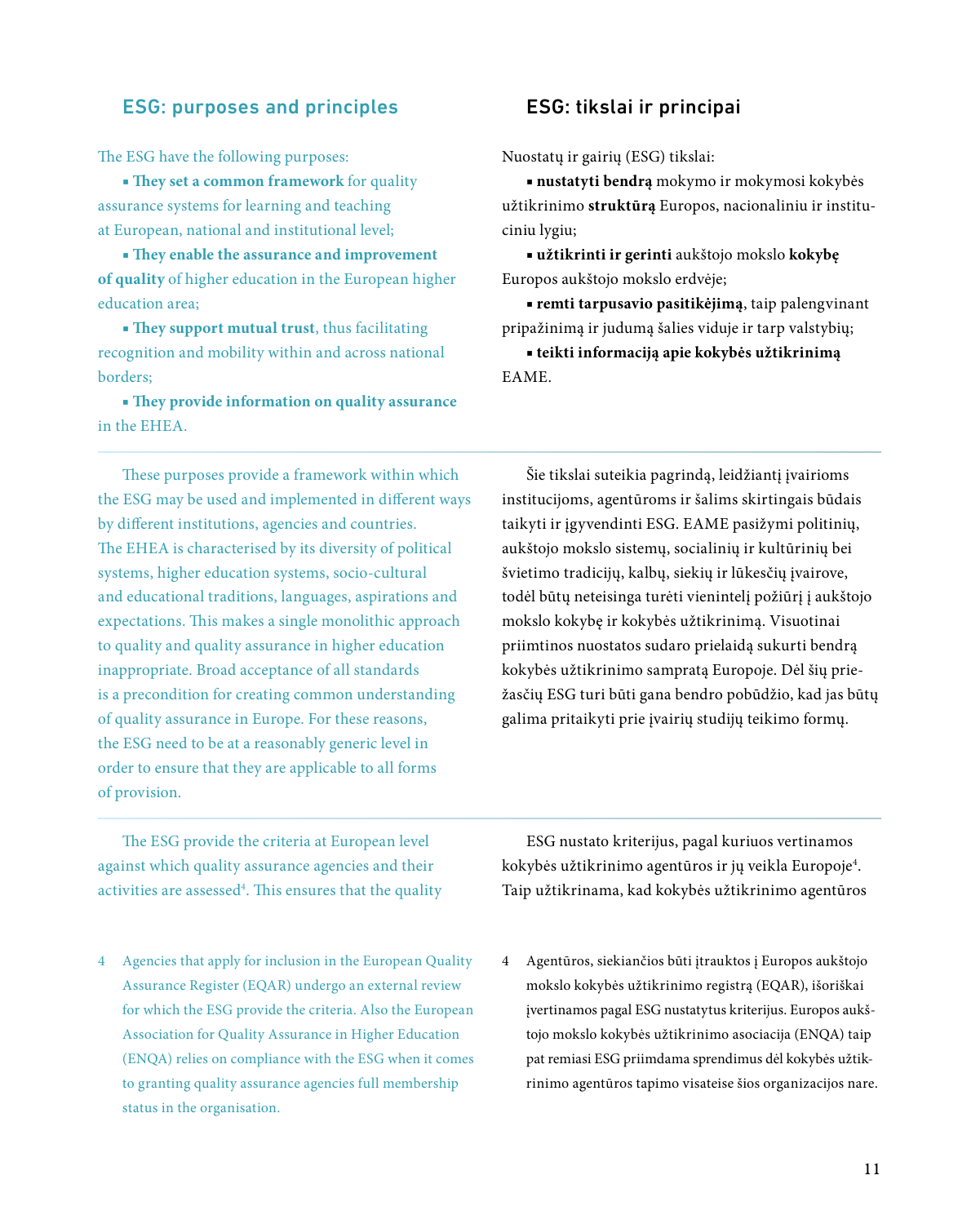## ESG: purposes and principles

The ESG have the following purposes:

- **They set a common framework** for quality assurance systems for learning and teaching at European, national and institutional level;
- **They enable the assurance and improvement of quality** of higher education in the European higher education area;
- **They support mutual trust**, thus facilitating recognition and mobility within and across national borders;
- **They provide information on quality assurance** in the EHEA.

These purposes provide a framework within which the ESG may be used and implemented in different ways by different institutions, agencies and countries. The EHEA is characterised by its diversity of political systems, higher education systems, socio-cultural and educational traditions, languages, aspirations and expectations. This makes a single monolithic approach to quality and quality assurance in higher education inappropriate. Broad acceptance of all standards is a precondition for creating common understanding of quality assurance in Europe. For these reasons, the ESG need to be at a reasonably generic level in order to ensure that they are applicable to all forms of provision.

The ESG provide the criteria at European level against which quality assurance agencies and their activities are assessed[4]. This ensures that the quality

4 Agencies that apply for inclusion in the European Quality Assurance Register (EQAR) undergo an external review for which the ESG provide the criteria. Also the European Association for Quality Assurance in Higher Education (ENQA) relies on compliance with the ESG when it comes to granting quality assurance agencies full membership status in the organisation.

## ESG: tikslai ir principai

Nuostatų ir gairių (ESG) tikslai:

- **nustatyti bendrą** mokymo ir mokymosi kokybės užtikrinimo **struktūrą** Europos, nacionaliniu ir instituciniu lygiu;
- **užtikrinti ir gerinti** aukštojo mokslo **kokybę** Europos aukštojo mokslo erdvėje;
- **remti tarpusavio pasitikėjimą**, taip palengvinant pripažinimą ir judumą šalies viduje ir tarp valstybių;
- **teikti informaciją apie kokybės užtikrinimą** EAME.

Šie tikslai suteikia pagrindą, leidžiantį įvairioms institucijoms, agentūroms ir šalims skirtingais būdais taikyti ir įgyvendinti ESG. EAME pasižymi politinių, aukštojo mokslo sistemų, socialinių ir kultūrinių bei švietimo tradicijų, kalbų, siekių ir lūkesčių įvairove, todėl būtų neteisinga turėti vienintelį požiūrį į aukštojo mokslo kokybę ir kokybės užtikrinimą. Visuotinai priimtinos nuostatos sudaro prielaidą sukurti bendrą kokybės užtikrinimo sampratą Europoje. Dėl šių priežasčių ESG turi būti gana bendro pobūdžio, kad jas būtų galima pritaikyti prie įvairių studijų teikimo formų.

ESG nustato kriterijus, pagal kuriuos vertinamos kokybės užtikrinimo agentūros ir jų veikla Europoje[4]. Taip užtikrinama, kad kokybės užtikrinimo agentūros

4 Agentūros, siekiančios būti įtrauktos į Europos aukštojo mokslo kokybės užtikrinimo registrą (EQAR), išoriškai įvertinamos pagal ESG nustatytus kriterijus. Europos aukštojo mokslo kokybės užtikrinimo asociacija (ENQA) taip pat remiasi ESG priimdama sprendimus dėl kokybės užtikrinimo agentūros tapimo visateise šios organizacijos nare.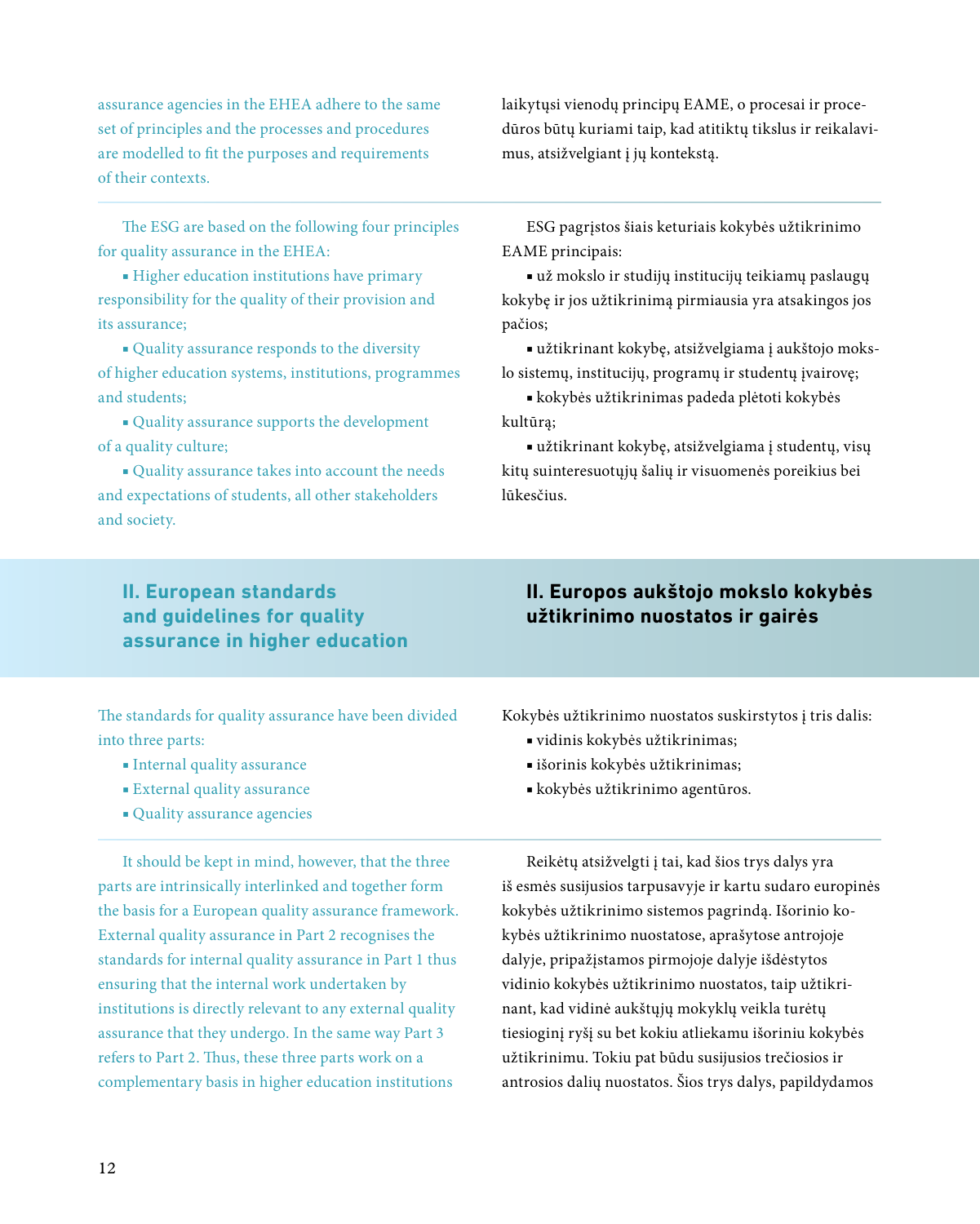assurance agencies in the EHEA adhere to the same set of principles and the processes and procedures are modelled to fit the purposes and requirements of their contexts.

laikytųsi vienodų principų EAME, o procesai ir procedūros būtų kuriami taip, kad atitiktų tikslus ir reikalavimus, atsižvelgiant į jų kontekstą.

The ESG are based on the following four principles for quality assurance in the EHEA:

- Higher education institutions have primary responsibility for the quality of their provision and its assurance;
- Quality assurance responds to the diversity of higher education systems, institutions, programmes and students;
- Quality assurance supports the development of a quality culture;
- Quality assurance takes into account the needs and expectations of students, all other stakeholders and society.

ESG pagrįstos šiais keturiais kokybės užtikrinimo EAME principais:

- už mokslo ir studijų institucijų teikiamų paslaugų kokybę ir jos užtikrinimą pirmiausia yra atsakingos jos pačios;
- užtikrinant kokybę, atsižvelgiama į aukštojo mokslo sistemų, institucijų, programų ir studentų įvairovę;
- kokybės užtikrinimas padeda plėtoti kokybės kultūrą;
- užtikrinant kokybę, atsižvelgiama į studentų, visų kitų suinteresuotųjų šalių ir visuomenės poreikius bei lūkesčius.

## II. European standards and guidelines for quality assurance in higher education

## II. Europos aukštojo mokslo kokybės užtikrinimo nuostatos ir gairės

The standards for quality assurance have been divided into three parts:

- Internal quality assurance
- External quality assurance
- Quality assurance agencies

Kokybės užtikrinimo nuostatos suskirstytos į tris dalis:

- vidinis kokybės užtikrinimas;
- išorinis kokybės užtikrinimas;
- kokybės užtikrinimo agentūros.

It should be kept in mind, however, that the three parts are intrinsically interlinked and together form the basis for a European quality assurance framework. External quality assurance in Part 2 recognises the standards for internal quality assurance in Part 1 thus ensuring that the internal work undertaken by institutions is directly relevant to any external quality assurance that they undergo. In the same way Part 3 refers to Part 2. Thus, these three parts work on a complementary basis in higher education institutions

Reikėtų atsižvelgti į tai, kad šios trys dalys yra iš esmės susijusios tarpusavyje ir kartu sudaro europinės kokybės užtikrinimo sistemos pagrindą. Išorinio kokybės užtikrinimo nuostatose, aprašytose antrojoje dalyje, pripažįstamos pirmojoje dalyje išdėstytos vidinio kokybės užtikrinimo nuostatos, taip užtikrinant, kad vidinė aukštųjų mokyklų veikla turėtų tiesioginį ryšį su bet kokiu atliekamu išoriniu kokybės užtikrinimu. Tokiu pat būdu susijusios trečiosios ir antrosios dalių nuostatos. Šios trys dalys, papildydamos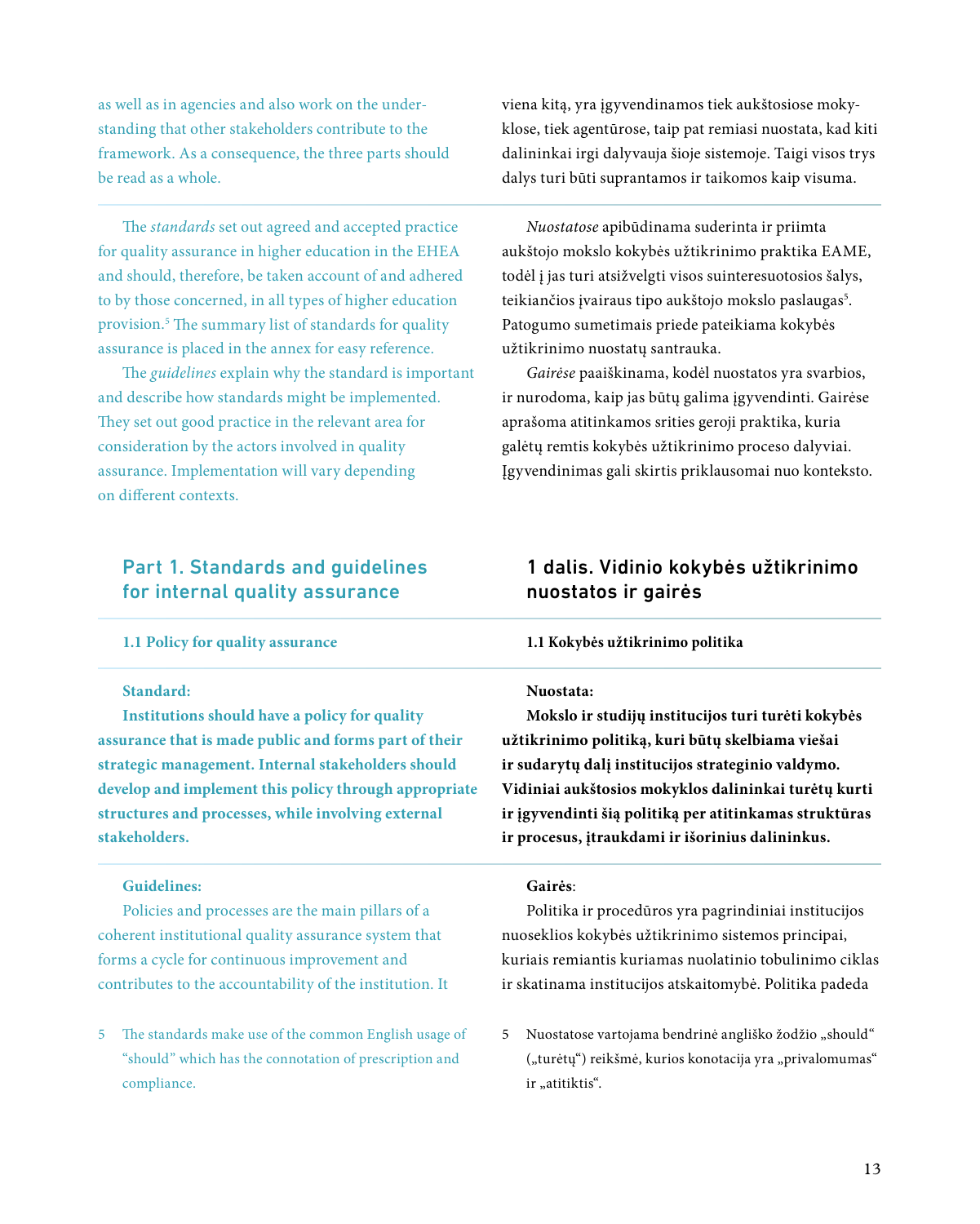as well as in agencies and also work on the understanding that other stakeholders contribute to the framework. As a consequence, the three parts should be read as a whole.

viena kitą, yra įgyvendinamos tiek aukštosiose mokyklose, tiek agentūrose, taip pat remiasi nuostata, kad kiti dalininkai irgi dalyvauja šioje sistemoje. Taigi visos trys dalys turi būti suprantamos ir taikomos kaip visuma.

The *standards* set out agreed and accepted practice for quality assurance in higher education in the EHEA and should, therefore, be taken account of and adhered to by those concerned, in all types of higher education provision.[5] The summary list of standards for quality assurance is placed in the annex for easy reference.

The *guidelines* explain why the standard is important and describe how standards might be implemented. They set out good practice in the relevant area for consideration by the actors involved in quality assurance. Implementation will vary depending on different contexts.

*Nuostatose* apibūdinama suderinta ir priimta aukštojo mokslo kokybės užtikrinimo praktika EAME, todėl į jas turi atsižvelgti visos suinteresuotosios šalys, teikiančios įvairaus tipo aukštojo mokslo paslaugas[5]. Patogumo sumetimais priede pateikiama kokybės užtikrinimo nuostatų santrauka.

*Gairėse* paaiškinama, kodėl nuostatos yra svarbios, ir nurodoma, kaip jas būtų galima įgyvendinti. Gairėse aprašoma atitinkamos srities geroji praktika, kuria galėtų remtis kokybės užtikrinimo proceso dalyviai. Įgyvendinimas gali skirtis priklausomai nuo konteksto.

## Part 1. Standards and guidelines for internal quality assurance

## 1 dalis. Vidinio kokybės užtikrinimo nuostatos ir gairės

### 1.1 Policy for quality assurance

### 1.1 Kokybės užtikrinimo politika

**Standard:**

**Institutions should have a policy for quality assurance that is made public and forms part of their strategic management. Internal stakeholders should develop and implement this policy through appropriate structures and processes, while involving external stakeholders.**

**Nuostata:**

**Mokslo ir studijų institucijos turi turėti kokybės užtikrinimo politiką, kuri būtų skelbiama viešai ir sudarytų dalį institucijos strateginio valdymo. Vidiniai aukštosios mokyklos dalininkai turėtų kurti ir įgyvendinti šią politiką per atitinkamas struktūras ir procesus, įtraukdami ir išorinius dalininkus.**

**Guidelines:**

Policies and processes are the main pillars of a coherent institutional quality assurance system that forms a cycle for continuous improvement and contributes to the accountability of the institution. It

**Gairės**:

Politika ir procedūros yra pagrindiniai institucijos nuoseklios kokybės užtikrinimo sistemos principai, kuriais remiantis kuriamas nuolatinio tobulinimo ciklas ir skatinama institucijos atskaitomybė. Politika padeda

5 The standards make use of the common English usage of “should” which has the connotation of prescription and compliance.

5 Nuostatose vartojama bendrinė angliško žodžio „should“ („turėtų“) reikšmė, kurios konotacija yra „privalomumas“ ir „atitiktis“.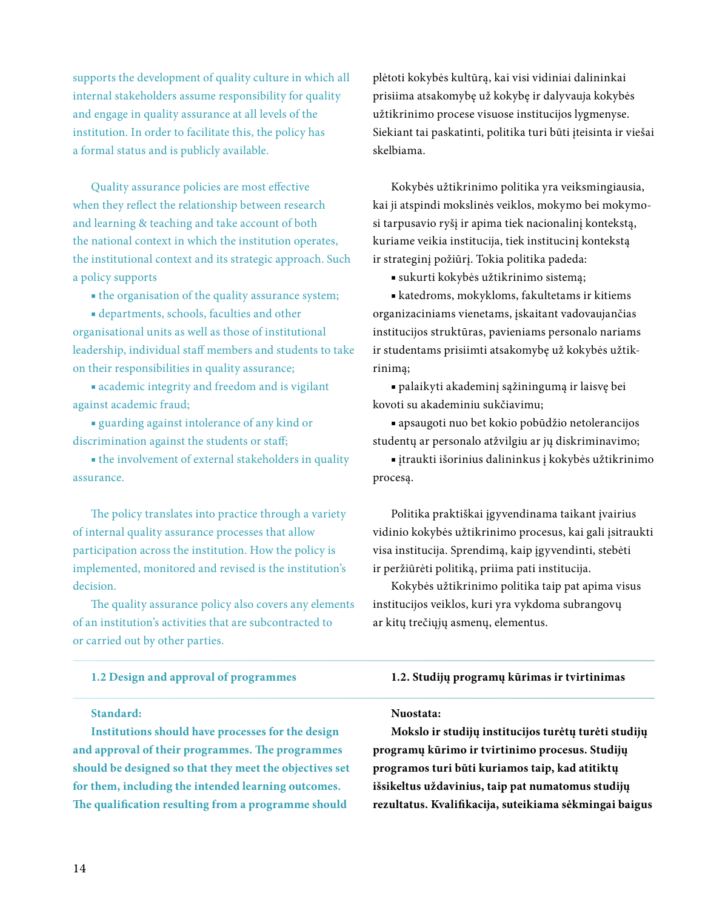supports the development of quality culture in which all internal stakeholders assume responsibility for quality and engage in quality assurance at all levels of the institution. In order to facilitate this, the policy has a formal status and is publicly available.

Quality assurance policies are most effective when they reflect the relationship between research and learning & teaching and take account of both the national context in which the institution operates, the institutional context and its strategic approach. Such a policy supports

- the organisation of the quality assurance system;
- departments, schools, faculties and other organisational units as well as those of institutional leadership, individual staff members and students to take on their responsibilities in quality assurance;
- academic integrity and freedom and is vigilant against academic fraud;
- guarding against intolerance of any kind or discrimination against the students or staff;
- the involvement of external stakeholders in quality assurance.

The policy translates into practice through a variety of internal quality assurance processes that allow participation across the institution. How the policy is implemented, monitored and revised is the institution's decision.

The quality assurance policy also covers any elements of an institution's activities that are subcontracted to or carried out by other parties.

plėtoti kokybės kultūrą, kai visi vidiniai dalininkai prisiima atsakomybę už kokybę ir dalyvauja kokybės užtikrinimo procese visuose institucijos lygmenyse. Siekiant tai paskatinti, politika turi būti įteisinta ir viešai skelbiama.

Kokybės užtikrinimo politika yra veiksmingiausia, kai ji atspindi mokslinės veiklos, mokymo bei mokymosi tarpusavio ryšį ir apima tiek nacionalinį kontekstą, kuriame veikia institucija, tiek institucinį kontekstą ir strateginį požiūrį. Tokia politika padeda:

- sukurti kokybės užtikrinimo sistemą;
- katedroms, mokykloms, fakultetams ir kitiems organizaciniams vienetams, įskaitant vadovaujančias institucijos struktūras, pavieniams personalo nariams ir studentams prisiimti atsakomybę už kokybės užtikrinimą;
- palaikyti akademinį sąžiningumą ir laisvę bei kovoti su akademiniu sukčiavimu;
- apsaugoti nuo bet kokio pobūdžio netolerancijos studentų ar personalo atžvilgiu ar jų diskriminavimo;
- įtraukti išorinius dalininkus į kokybės užtikrinimo procesą.

Politika praktiškai įgyvendinama taikant įvairius vidinio kokybės užtikrinimo procesus, kai gali įsitraukti visa institucija. Sprendimą, kaip įgyvendinti, stebėti ir peržiūrėti politiką, priima pati institucija.

Kokybės užtikrinimo politika taip pat apima visus institucijos veiklos, kuri yra vykdoma subrangovų ar kitų trečiųjų asmenų, elementus.

## 1.2 Design and approval of programmes

## 1.2. Studijų programų kūrimas ir tvirtinimas

**Standard:**

**Institutions should have processes for the design and approval of their programmes. The programmes should be designed so that they meet the objectives set for them, including the intended learning outcomes. The qualification resulting from a programme should**

**Nuostata:**

**Mokslo ir studijų institucijos turėtų turėti studijų programų kūrimo ir tvirtinimo procesus. Studijų programos turi būti kuriamos taip, kad atitiktų išsikeltus uždavinius, taip pat numatomus studijų rezultatus. Kvalifikacija, suteikiama sėkmingai baigus**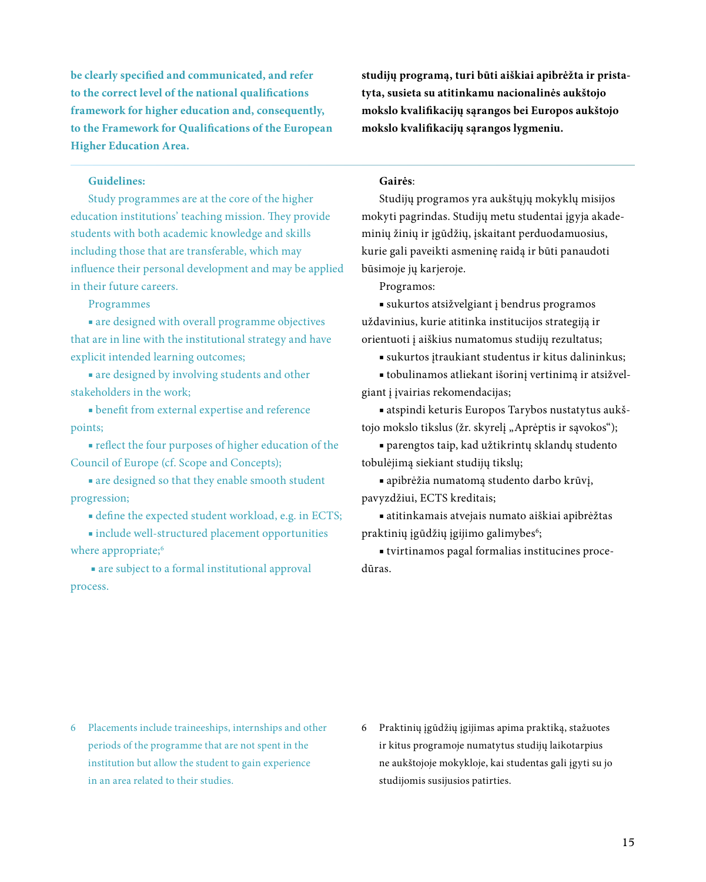**be clearly specified and communicated, and refer to the correct level of the national qualifications framework for higher education and, consequently, to the Framework for Qualifications of the European Higher Education Area.**

**studijų programą, turi būti aiškiai apibrėžta ir pristatyta, susieta su atitinkamu nacionalinės aukštojo mokslo kvalifikacijų sąrangos bei Europos aukštojo mokslo kvalifikacijų sąrangos lygmeniu.**

---

**Guidelines:**

Study programmes are at the core of the higher education institutions' teaching mission. They provide students with both academic knowledge and skills including those that are transferable, which may influence their personal development and may be applied in their future careers.

Programmes

- are designed with overall programme objectives that are in line with the institutional strategy and have explicit intended learning outcomes;
- are designed by involving students and other stakeholders in the work;
- benefit from external expertise and reference points;
- reflect the four purposes of higher education of the Council of Europe (cf. Scope and Concepts);
- are designed so that they enable smooth student progression;
- define the expected student workload, e.g. in ECTS;
- include well-structured placement opportunities where appropriate;[6]
- are subject to a formal institutional approval process.

**Gairės**:

Studijų programos yra aukštųjų mokyklų misijos mokyti pagrindas. Studijų metu studentai įgyja akademinių žinių ir įgūdžių, įskaitant perduodamuosius, kurie gali paveikti asmeninę raidą ir būti panaudoti būsimoje jų karjeroje.

Programos:

- sukurtos atsižvelgiant į bendrus programos uždavinius, kurie atitinka institucijos strategiją ir orientuoti į aiškius numatomus studijų rezultatus;
- sukurtos įtraukiant studentus ir kitus dalininkus;
- tobulinamos atliekant išorinį vertinimą ir atsižvelgiant į įvairias rekomendacijas;
- atspindi keturis Europos Tarybos nustatytus aukštojo mokslo tikslus (žr. skyrelį „Aprėptis ir sąvokos“);
- parengtos taip, kad užtikrintų sklandų studento tobulėjimą siekiant studijų tikslų;
- apibrėžia numatomą studento darbo krūvį, pavyzdžiui, ECTS kreditais;
- atitinkamais atvejais numato aiškiai apibrėžtas praktinių įgūdžių įgijimo galimybes[6];
- tvirtinamos pagal formalias institucines procedūras.

---

6 Placements include traineeships, internships and other periods of the programme that are not spent in the institution but allow the student to gain experience in an area related to their studies.

6 Praktinių įgūdžių įgijimas apima praktiką, stažuotes ir kitus programoje numatytus studijų laikotarpius ne aukštojoje mokykloje, kai studentas gali įgyti su jo studijomis susijusios patirties.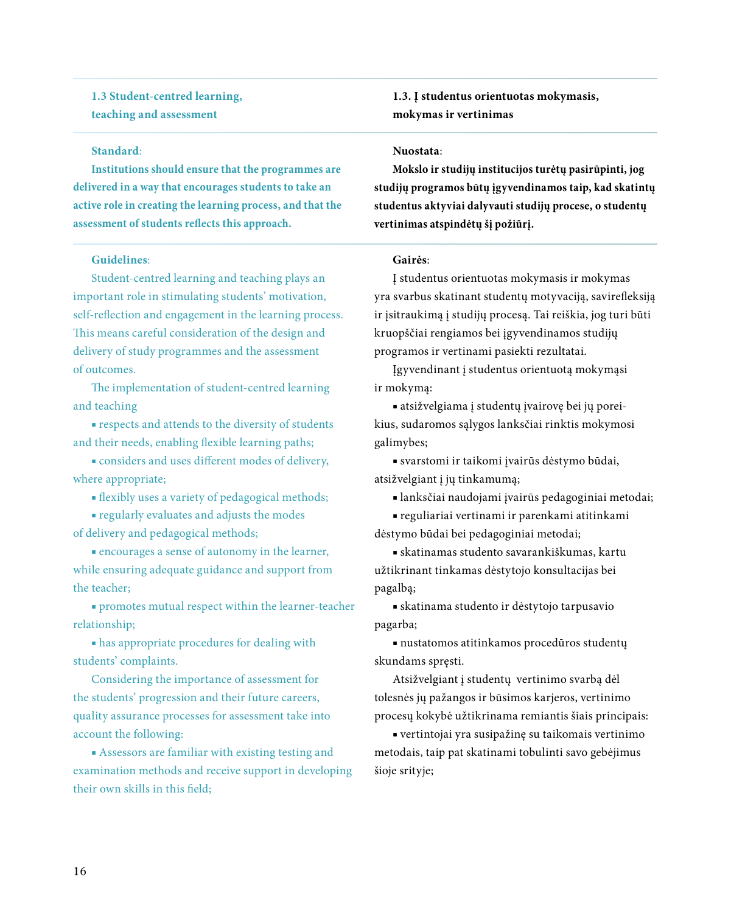### 1.3 Student-centred learning, teaching and assessment

**Standard**:

**Institutions should ensure that the programmes are delivered in a way that encourages students to take an active role in creating the learning process, and that the assessment of students reflects this approach.**

**Guidelines**:

Student-centred learning and teaching plays an important role in stimulating students' motivation, self-reflection and engagement in the learning process. This means careful consideration of the design and delivery of study programmes and the assessment of outcomes.

The implementation of student-centred learning and teaching

- respects and attends to the diversity of students and their needs, enabling flexible learning paths;
- considers and uses different modes of delivery, where appropriate;
- flexibly uses a variety of pedagogical methods;
- regularly evaluates and adjusts the modes of delivery and pedagogical methods;
- encourages a sense of autonomy in the learner, while ensuring adequate guidance and support from the teacher;
- promotes mutual respect within the learner-teacher relationship;
- has appropriate procedures for dealing with students' complaints.

Considering the importance of assessment for the students' progression and their future careers, quality assurance processes for assessment take into account the following:

- Assessors are familiar with existing testing and examination methods and receive support in developing their own skills in this field;

### 1.3. Į studentus orientuotas mokymasis, mokymas ir vertinimas

**Nuostata**:

**Mokslo ir studijų institucijos turėtų pasirūpinti, jog studijų programos būtų įgyvendinamos taip, kad skatintų studentus aktyviai dalyvauti studijų procese, o studentų vertinimas atspindėtų šį požiūrį.**

**Gairės**:

Į studentus orientuotas mokymasis ir mokymas yra svarbus skatinant studentų motyvaciją, savirefleksiją ir įsitraukimą į studijų procesą. Tai reiškia, jog turi būti kruopščiai rengiamos bei įgyvendinamos studijų programos ir vertinami pasiekti rezultatai.

Įgyvendinant į studentus orientuotą mokymąsi ir mokymą:

- atsižvelgiama į studentų įvairovę bei jų poreikius, sudaromos sąlygos lanksčiai rinktis mokymosi galimybes;
- svarstomi ir taikomi įvairūs dėstymo būdai, atsižvelgiant į jų tinkamumą;
- lanksčiai naudojami įvairūs pedagoginiai metodai;
- reguliariai vertinami ir parenkami atitinkami dėstymo būdai bei pedagoginiai metodai;
- skatinamas studento savarankiškumas, kartu užtikrinant tinkamas dėstytojo konsultacijas bei pagalbą;
- skatinama studento ir dėstytojo tarpusavio pagarba;
- nustatomos atitinkamos procedūros studentų skundams spręsti.

Atsižvelgiant į studentų vertinimo svarbą dėl tolesnės jų pažangos ir būsimos karjeros, vertinimo procesų kokybė užtikrinama remiantis šiais principais:

- vertintojai yra susipažinę su taikomais vertinimo metodais, taip pat skatinami tobulinti savo gebėjimus šioje srityje;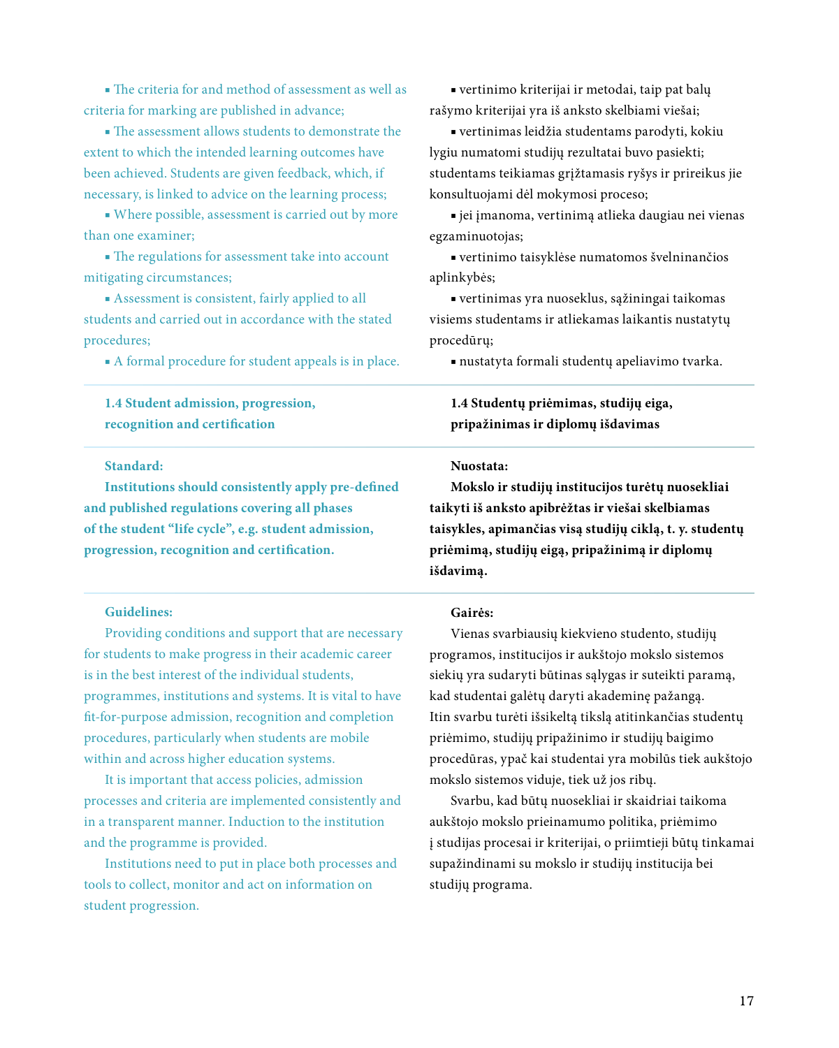- The criteria for and method of assessment as well as criteria for marking are published in advance;
- The assessment allows students to demonstrate the extent to which the intended learning outcomes have been achieved. Students are given feedback, which, if necessary, is linked to advice on the learning process;
- Where possible, assessment is carried out by more than one examiner;
- The regulations for assessment take into account mitigating circumstances;
- Assessment is consistent, fairly applied to all students and carried out in accordance with the stated procedures;
- A formal procedure for student appeals is in place.

- vertinimo kriterijai ir metodai, taip pat balų rašymo kriterijai yra iš anksto skelbiami viešai;
- vertinimas leidžia studentams parodyti, kokiu lygiu numatomi studijų rezultatai buvo pasiekti; studentams teikiamas grįžtamasis ryšys ir prireikus jie konsultuojami dėl mokymosi proceso;
- jei įmanoma, vertinimą atlieka daugiau nei vienas egzaminuotojas;
- vertinimo taisyklėse numatomos švelninančios aplinkybės;
- vertinimas yra nuoseklus, sąžiningai taikomas visiems studentams ir atliekamas laikantis nustatytų procedūrų;
- nustatyta formali studentų apeliavimo tvarka.

## 1.4 Student admission, progression, recognition and certification

**Standard:**

**Institutions should consistently apply pre-defined and published regulations covering all phases of the student “life cycle”, e.g. student admission, progression, recognition and certification.**

**Guidelines:**

Providing conditions and support that are necessary for students to make progress in their academic career is in the best interest of the individual students, programmes, institutions and systems. It is vital to have fit-for-purpose admission, recognition and completion procedures, particularly when students are mobile within and across higher education systems.

It is important that access policies, admission processes and criteria are implemented consistently and in a transparent manner. Induction to the institution and the programme is provided.

Institutions need to put in place both processes and tools to collect, monitor and act on information on student progression.

## 1.4 Studentų priėmimas, studijų eiga, pripažinimas ir diplomų išdavimas

**Nuostata:**

**Mokslo ir studijų institucijos turėtų nuosekliai taikyti iš anksto apibrėžtas ir viešai skelbiamas taisykles, apimančias visą studijų ciklą, t. y. studentų priėmimą, studijų eigą, pripažinimą ir diplomų išdavimą.**

**Gairės:**

Vienas svarbiausių kiekvieno studento, studijų programos, institucijos ir aukštojo mokslo sistemos siekių yra sudaryti būtinas sąlygas ir suteikti paramą, kad studentai galėtų daryti akademinę pažangą. Itin svarbu turėti išsikeltą tikslą atitinkančias studentų priėmimo, studijų pripažinimo ir studijų baigimo procedūras, ypač kai studentai yra mobilūs tiek aukštojo mokslo sistemos viduje, tiek už jos ribų.

Svarbu, kad būtų nuosekliai ir skaidriai taikoma aukštojo mokslo prieinamumo politika, priėmimo į studijas procesai ir kriterijai, o priimtieji būtų tinkamai supažindinami su mokslo ir studijų institucija bei studijų programa.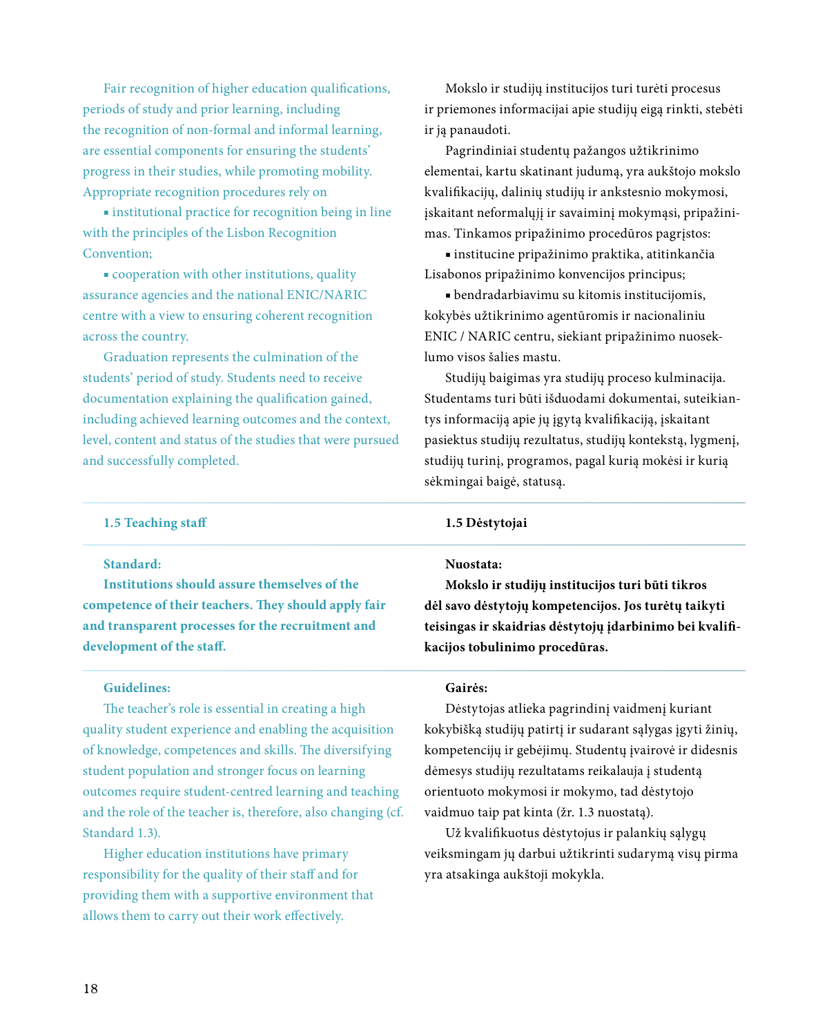Fair recognition of higher education qualifications, periods of study and prior learning, including the recognition of non-formal and informal learning, are essential components for ensuring the students' progress in their studies, while promoting mobility. Appropriate recognition procedures rely on

- institutional practice for recognition being in line with the principles of the Lisbon Recognition Convention;
- cooperation with other institutions, quality assurance agencies and the national ENIC/NARIC centre with a view to ensuring coherent recognition across the country.

Graduation represents the culmination of the students' period of study. Students need to receive documentation explaining the qualification gained, including achieved learning outcomes and the context, level, content and status of the studies that were pursued and successfully completed.

Mokslo ir studijų institucijos turi turėti procesus ir priemones informacijai apie studijų eigą rinkti, stebėti ir ją panaudoti.

Pagrindiniai studentų pažangos užtikrinimo elementai, kartu skatinant judumą, yra aukštojo mokslo kvalifikacijų, dalinių studijų ir ankstesnio mokymosi, įskaitant neformalųjį ir savaiminį mokymąsi, pripažinimas. Tinkamos pripažinimo procedūros pagrįstos:

- institucine pripažinimo praktika, atitinkančia Lisabonos pripažinimo konvencijos principus;
- bendradarbiavimu su kitomis institucijomis, kokybės užtikrinimo agentūromis ir nacionaliniu ENIC / NARIC centru, siekiant pripažinimo nuoseklumo visos šalies mastu.

Studijų baigimas yra studijų proceso kulminacija. Studentams turi būti išduodami dokumentai, suteikiantys informaciją apie jų įgytą kvalifikaciją, įskaitant pasiektus studijų rezultatus, studijų kontekstą, lygmenį, studijų turinį, programos, pagal kurią mokėsi ir kurią sėkmingai baigė, statusą.

### 1.5 Teaching staff

**Standard:**

**Institutions should assure themselves of the competence of their teachers. They should apply fair and transparent processes for the recruitment and development of the staff.**

**Guidelines:**

The teacher's role is essential in creating a high quality student experience and enabling the acquisition of knowledge, competences and skills. The diversifying student population and stronger focus on learning outcomes require student-centred learning and teaching and the role of the teacher is, therefore, also changing (cf. Standard 1.3).

Higher education institutions have primary responsibility for the quality of their staff and for providing them with a supportive environment that allows them to carry out their work effectively.

### 1.5 Dėstytojai

**Nuostata:**

**Mokslo ir studijų institucijos turi būti tikros dėl savo dėstytojų kompetencijos. Jos turėtų taikyti teisingas ir skaidrias dėstytojų įdarbinimo bei kvalifikacijos tobulinimo procedūras.**

**Gairės:**

Dėstytojas atlieka pagrindinį vaidmenį kuriant kokybišką studijų patirtį ir sudarant sąlygas įgyti žinių, kompetencijų ir gebėjimų. Studentų įvairovė ir didesnis dėmesys studijų rezultatams reikalauja į studentą orientuoto mokymosi ir mokymo, tad dėstytojo vaidmuo taip pat kinta (žr. 1.3 nuostatą).

Už kvalifikuotus dėstytojus ir palankių sąlygų veiksmingam jų darbui užtikrinti sudarymą visų pirma yra atsakinga aukštoji mokykla.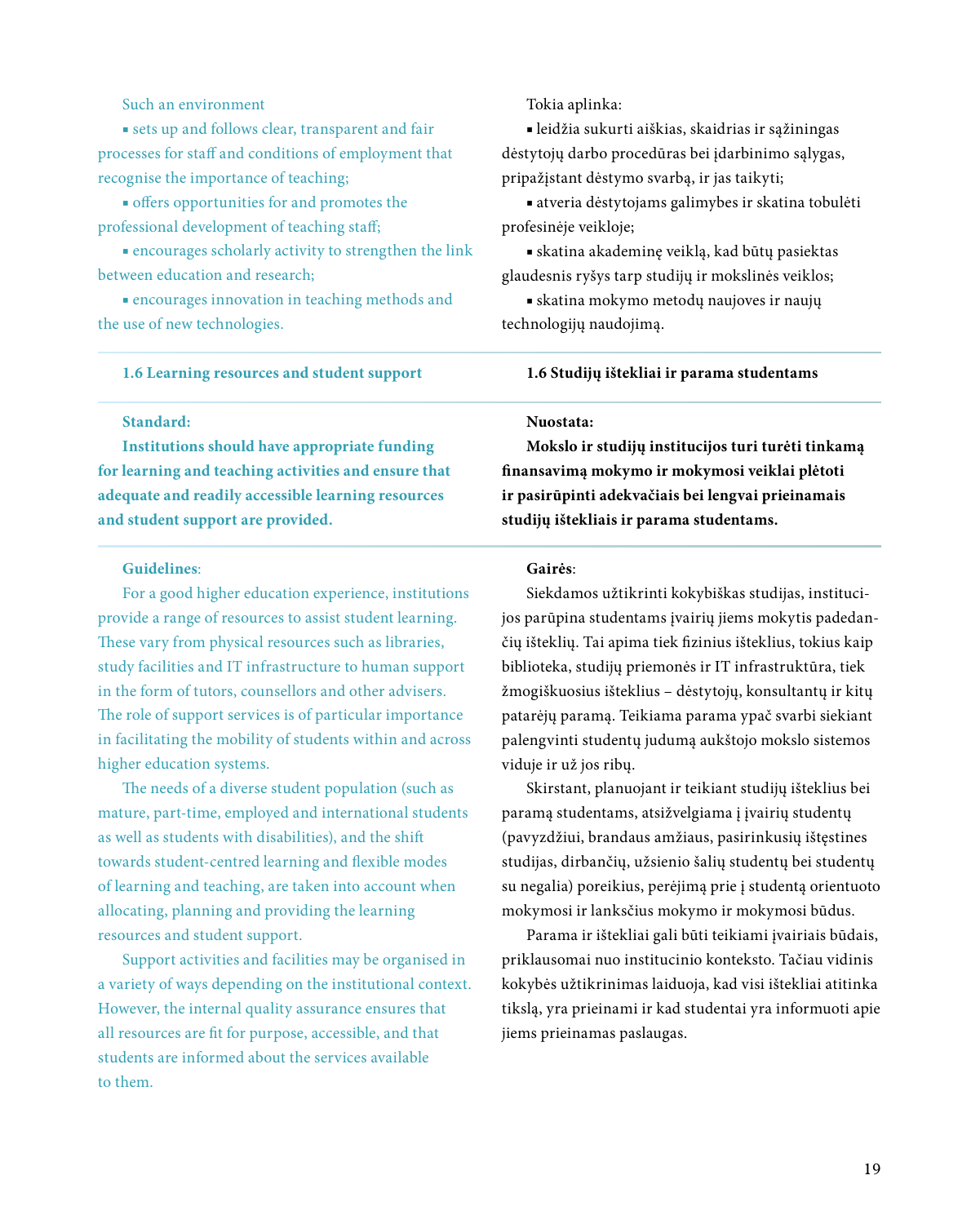Such an environment

- sets up and follows clear, transparent and fair processes for staff and conditions of employment that recognise the importance of teaching;
- offers opportunities for and promotes the professional development of teaching staff;
- encourages scholarly activity to strengthen the link between education and research;
- encourages innovation in teaching methods and the use of new technologies.

Tokia aplinka:

- leidžia sukurti aiškias, skaidrias ir sąžiningas dėstytojų darbo procedūras bei įdarbinimo sąlygas, pripažįstant dėstymo svarbą, ir jas taikyti;
- atveria dėstytojams galimybes ir skatina tobulėti profesinėje veikloje;
- skatina akademinę veiklą, kad būtų pasiektas glaudesnis ryšys tarp studijų ir mokslinės veiklos;
- skatina mokymo metodų naujoves ir naujų technologijų naudojimą.

### 1.6 Learning resources and student support

### 1.6 Studijų ištekliai ir parama studentams

**Standard:**

**Institutions should have appropriate funding for learning and teaching activities and ensure that adequate and readily accessible learning resources and student support are provided.**

**Nuostata:**

**Mokslo ir studijų institucijos turi turėti tinkamą finansavimą mokymo ir mokymosi veiklai plėtoti ir pasirūpinti adekvačiais bei lengvai prieinamais studijų ištekliais ir parama studentams.**

**Guidelines**:

For a good higher education experience, institutions provide a range of resources to assist student learning. These vary from physical resources such as libraries, study facilities and IT infrastructure to human support in the form of tutors, counsellors and other advisers. The role of support services is of particular importance in facilitating the mobility of students within and across higher education systems.

The needs of a diverse student population (such as mature, part-time, employed and international students as well as students with disabilities), and the shift towards student-centred learning and flexible modes of learning and teaching, are taken into account when allocating, planning and providing the learning resources and student support.

Support activities and facilities may be organised in a variety of ways depending on the institutional context. However, the internal quality assurance ensures that all resources are fit for purpose, accessible, and that students are informed about the services available to them.

**Gairės**:

Siekdamos užtikrinti kokybiškas studijas, institucijos parūpina studentams įvairių jiems mokytis padedančių išteklių. Tai apima tiek fizinius išteklius, tokius kaip biblioteka, studijų priemonės ir IT infrastruktūra, tiek žmogiškuosius išteklius – dėstytojų, konsultantų ir kitų patarėjų paramą. Teikiama parama ypač svarbi siekiant palengvinti studentų judumą aukštojo mokslo sistemos viduje ir už jos ribų.

Skirstant, planuojant ir teikiant studijų išteklius bei paramą studentams, atsižvelgiama į įvairių studentų (pavyzdžiui, brandaus amžiaus, pasirinkusių ištęstines studijas, dirbančių, užsienio šalių studentų bei studentų su negalia) poreikius, perėjimą prie į studentą orientuoto mokymosi ir lanksčius mokymo ir mokymosi būdus.

Parama ir ištekliai gali būti teikiami įvairiais būdais, priklausomai nuo institucinio konteksto. Tačiau vidinis kokybės užtikrinimas laiduoja, kad visi ištekliai atitinka tikslą, yra prieinami ir kad studentai yra informuoti apie jiems prieinamas paslaugas.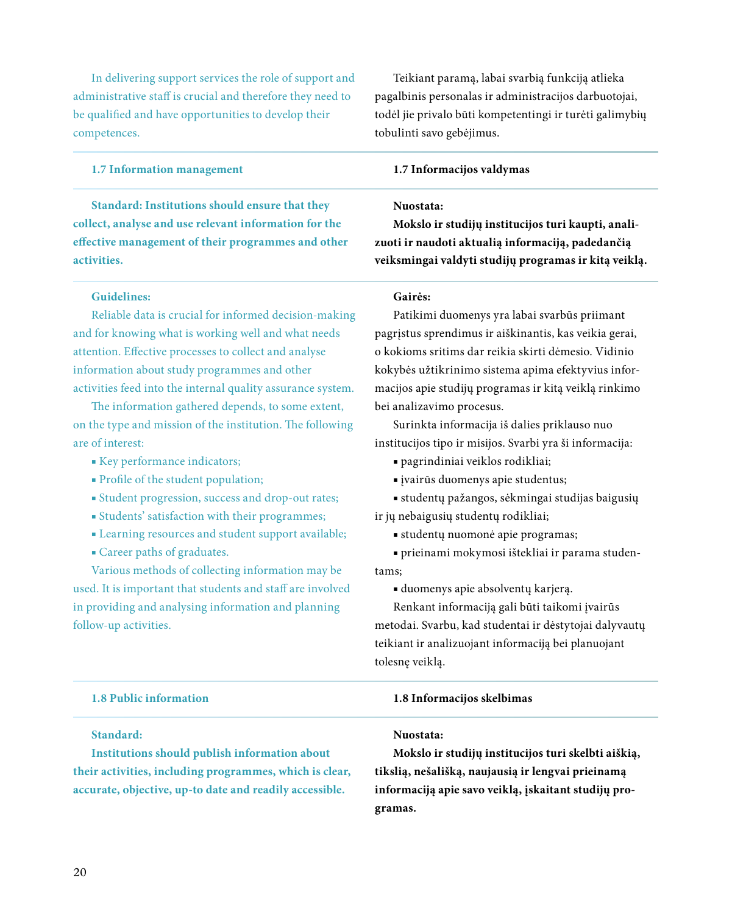In delivering support services the role of support and administrative staff is crucial and therefore they need to be qualified and have opportunities to develop their competences.

Teikiant paramą, labai svarbią funkciją atlieka pagalbinis personalas ir administracijos darbuotojai, todėl jie privalo būti kompetentingi ir turėti galimybių tobulinti savo gebėjimus.

### 1.7 Information management

### 1.7 Informacijos valdymas

**Standard: Institutions should ensure that they collect, analyse and use relevant information for the effective management of their programmes and other activities.**

**Nuostata:**

**Mokslo ir studijų institucijos turi kaupti, analizuoti ir naudoti aktualią informaciją, padedančią veiksmingai valdyti studijų programas ir kitą veiklą.**

**Guidelines:**

Reliable data is crucial for informed decision-making and for knowing what is working well and what needs attention. Effective processes to collect and analyse information about study programmes and other activities feed into the internal quality assurance system.

The information gathered depends, to some extent, on the type and mission of the institution. The following are of interest:

- Key performance indicators;
- Profile of the student population;
- Student progression, success and drop-out rates;
- Students' satisfaction with their programmes;
- Learning resources and student support available;
- Career paths of graduates.

Various methods of collecting information may be used. It is important that students and staff are involved in providing and analysing information and planning follow-up activities.

**Gairės:**

Patikimi duomenys yra labai svarbūs priimant pagrįstus sprendimus ir aiškinantis, kas veikia gerai, o kokioms sritims dar reikia skirti dėmesio. Vidinio kokybės užtikrinimo sistema apima efektyvius informacijos apie studijų programas ir kitą veiklą rinkimo bei analizavimo procesus.

Surinkta informacija iš dalies priklauso nuo institucijos tipo ir misijos. Svarbi yra ši informacija:

- pagrindiniai veiklos rodikliai;
- įvairūs duomenys apie studentus;
- studentų pažangos, sėkmingai studijas baigusių ir jų nebaigusių studentų rodikliai;
- studentų nuomonė apie programas;
- prieinami mokymosi ištekliai ir parama studentams;
- duomenys apie absolventų karjerą.

Renkant informaciją gali būti taikomi įvairūs metodai. Svarbu, kad studentai ir dėstytojai dalyvautų teikiant ir analizuojant informaciją bei planuojant tolesnę veiklą.

### 1.8 Public information

### 1.8 Informacijos skelbimas

**Standard:**

**Institutions should publish information about their activities, including programmes, which is clear, accurate, objective, up-to date and readily accessible.**

**Nuostata:**

**Mokslo ir studijų institucijos turi skelbti aiškią, tikslią, nešališką, naujausią ir lengvai prieinamą informaciją apie savo veiklą, įskaitant studijų programas.**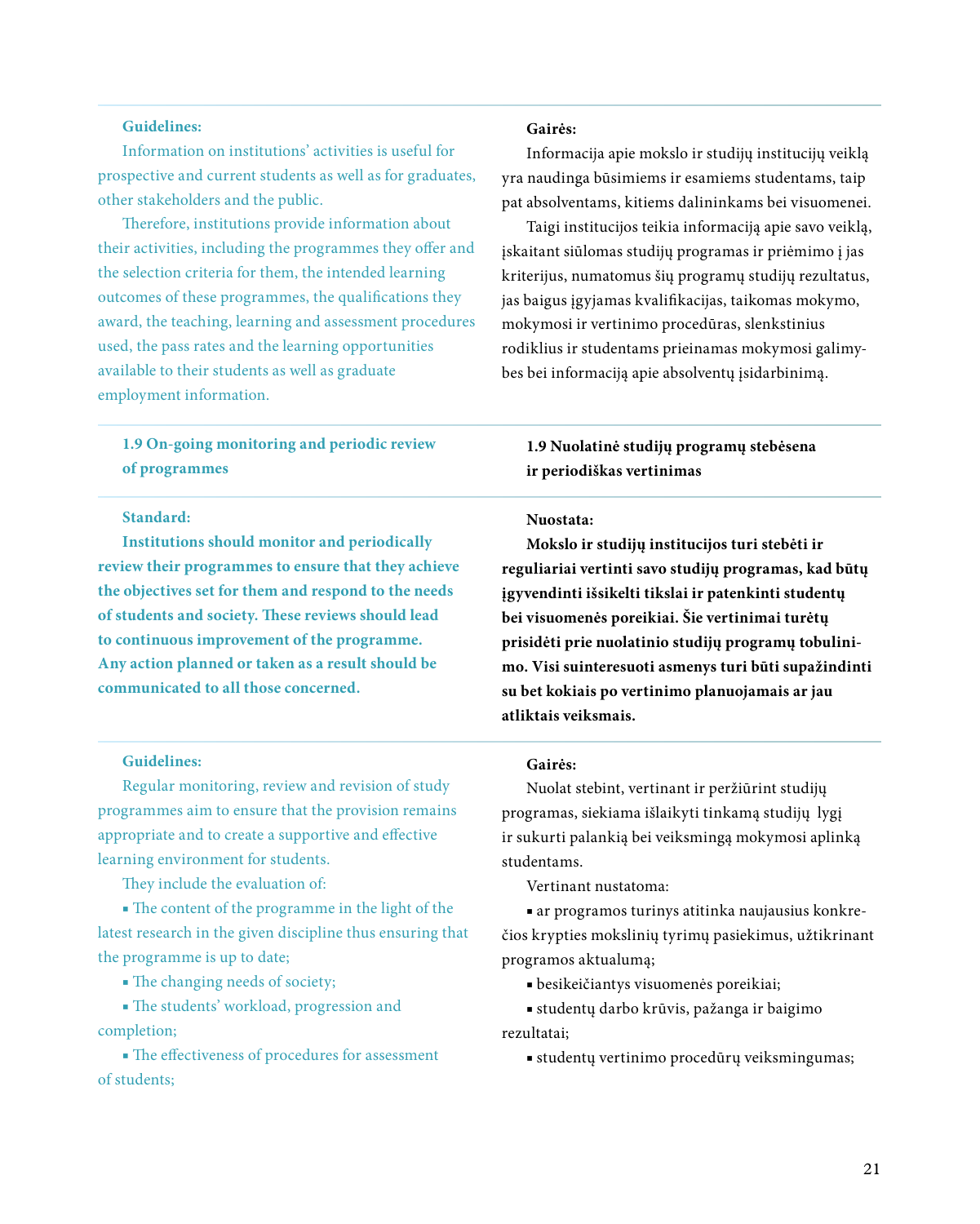**Guidelines:**

Information on institutions' activities is useful for prospective and current students as well as for graduates, other stakeholders and the public.

Therefore, institutions provide information about their activities, including the programmes they offer and the selection criteria for them, the intended learning outcomes of these programmes, the qualifications they award, the teaching, learning and assessment procedures used, the pass rates and the learning opportunities available to their students as well as graduate employment information.

**Gairės:**

Informacija apie mokslo ir studijų institucijų veiklą yra naudinga būsimiems ir esamiems studentams, taip pat absolventams, kitiems dalininkams bei visuomenei.

Taigi institucijos teikia informaciją apie savo veiklą, įskaitant siūlomas studijų programas ir priėmimo į jas kriterijus, numatomus šių programų studijų rezultatus, jas baigus įgyjamas kvalifikacijas, taikomas mokymo, mokymosi ir vertinimo procedūras, slenkstinius rodiklius ir studentams prieinamas mokymosi galimybes bei informaciją apie absolventų įsidarbinimą.

## 1.9 On-going monitoring and periodic review of programmes

## 1.9 Nuolatinė studijų programų stebėsena ir periodiškas vertinimas

**Standard:**

**Institutions should monitor and periodically review their programmes to ensure that they achieve the objectives set for them and respond to the needs of students and society. These reviews should lead to continuous improvement of the programme. Any action planned or taken as a result should be communicated to all those concerned.**

**Nuostata:**

**Mokslo ir studijų institucijos turi stebėti ir reguliariai vertinti savo studijų programas, kad būtų įgyvendinti iškelti tikslai ir patenkinti studentų bei visuomenės poreikiai. Šie vertinimai turėtų prisidėti prie nuolatinio studijų programų tobulinimo. Visi suinteresuoti asmenys turi būti supažindinti su bet kokiais po vertinimo planuojamais ar jau atliktais veiksmais.**

**Guidelines:**

Regular monitoring, review and revision of study programmes aim to ensure that the provision remains appropriate and to create a supportive and effective learning environment for students.

They include the evaluation of:

- The content of the programme in the light of the latest research in the given discipline thus ensuring that the programme is up to date;
- The changing needs of society;
- The students' workload, progression and completion;
- The effectiveness of procedures for assessment of students;

**Gairės:**

Nuolat stebint, vertinant ir peržiūrint studijų programas, siekiama išlaikyti tinkamą studijų lygį ir sukurti palankią bei veiksmingą mokymosi aplinką studentams.

Vertinant nustatoma:

- ar programos turinys atitinka naujausius konkrečios krypties mokslinių tyrimų pasiekimus, užtikrinant programos aktualumą;
- besikeičiantys visuomenės poreikiai;
- studentų darbo krūvis, pažanga ir baigimo rezultatai;
- studentų vertinimo procedūrų veiksmingumas;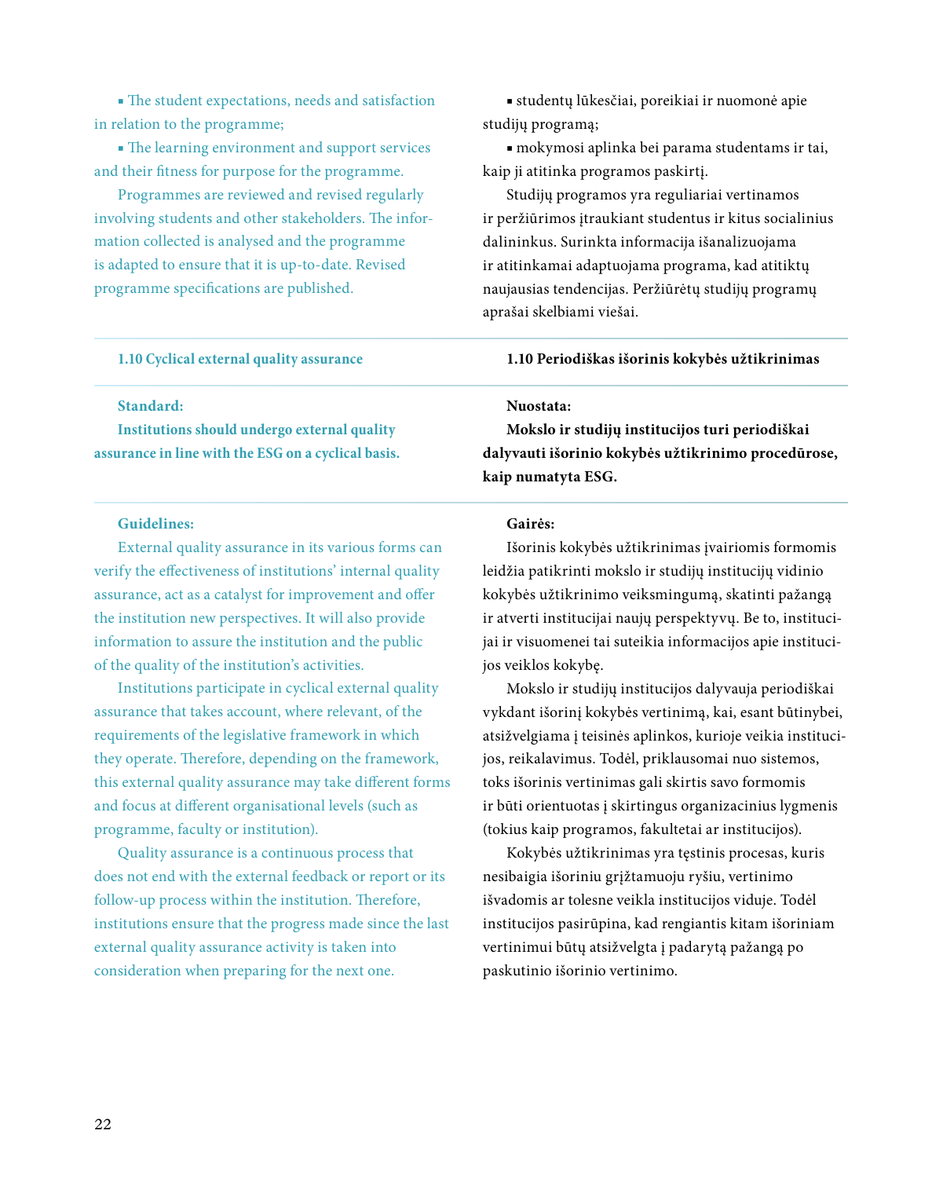- The student expectations, needs and satisfaction in relation to the programme;
- The learning environment and support services and their fitness for purpose for the programme.

Programmes are reviewed and revised regularly involving students and other stakeholders. The information collected is analysed and the programme is adapted to ensure that it is up-to-date. Revised programme specifications are published.

- studentų lūkesčiai, poreikiai ir nuomonė apie studijų programą;
- mokymosi aplinka bei parama studentams ir tai, kaip ji atitinka programos paskirtį.

Studijų programos yra reguliariai vertinamos ir peržiūrimos įtraukiant studentus ir kitus socialinius dalininkus. Surinkta informacija išanalizuojama ir atitinkamai adaptuojama programa, kad atitiktų naujausias tendencijas. Peržiūrėtų studijų programų aprašai skelbiami viešai.

### 1.10 Cyclical external quality assurance

### 1.10 Periodiškas išorinis kokybės užtikrinimas

**Standard:**

**Institutions should undergo external quality assurance in line with the ESG on a cyclical basis.**

**Nuostata:**

**Mokslo ir studijų institucijos turi periodiškai dalyvauti išorinio kokybės užtikrinimo procedūrose, kaip numatyta ESG.**

**Guidelines:**

External quality assurance in its various forms can verify the effectiveness of institutions' internal quality assurance, act as a catalyst for improvement and offer the institution new perspectives. It will also provide information to assure the institution and the public of the quality of the institution's activities.

Institutions participate in cyclical external quality assurance that takes account, where relevant, of the requirements of the legislative framework in which they operate. Therefore, depending on the framework, this external quality assurance may take different forms and focus at different organisational levels (such as programme, faculty or institution).

Quality assurance is a continuous process that does not end with the external feedback or report or its follow-up process within the institution. Therefore, institutions ensure that the progress made since the last external quality assurance activity is taken into consideration when preparing for the next one.

**Gairės:**

Išorinis kokybės užtikrinimas įvairiomis formomis leidžia patikrinti mokslo ir studijų institucijų vidinio kokybės užtikrinimo veiksmingumą, skatinti pažangą ir atverti institucijai naujų perspektyvų. Be to, institucijai ir visuomenei tai suteikia informacijos apie institucijos veiklos kokybę.

Mokslo ir studijų institucijos dalyvauja periodiškai vykdant išorinį kokybės vertinimą, kai, esant būtinybei, atsižvelgiama į teisinės aplinkos, kurioje veikia institucijos, reikalavimus. Todėl, priklausomai nuo sistemos, toks išorinis vertinimas gali skirtis savo formomis ir būti orientuotas į skirtingus organizacinius lygmenis (tokius kaip programos, fakultetai ar institucijos).

Kokybės užtikrinimas yra tęstinis procesas, kuris nesibaigia išoriniu grįžtamuoju ryšiu, vertinimo išvadomis ar tolesne veikla institucijos viduje. Todėl institucijos pasirūpina, kad rengiantis kitam išoriniam vertinimui būtų atsižvelgta į padarytą pažangą po paskutinio išorinio vertinimo.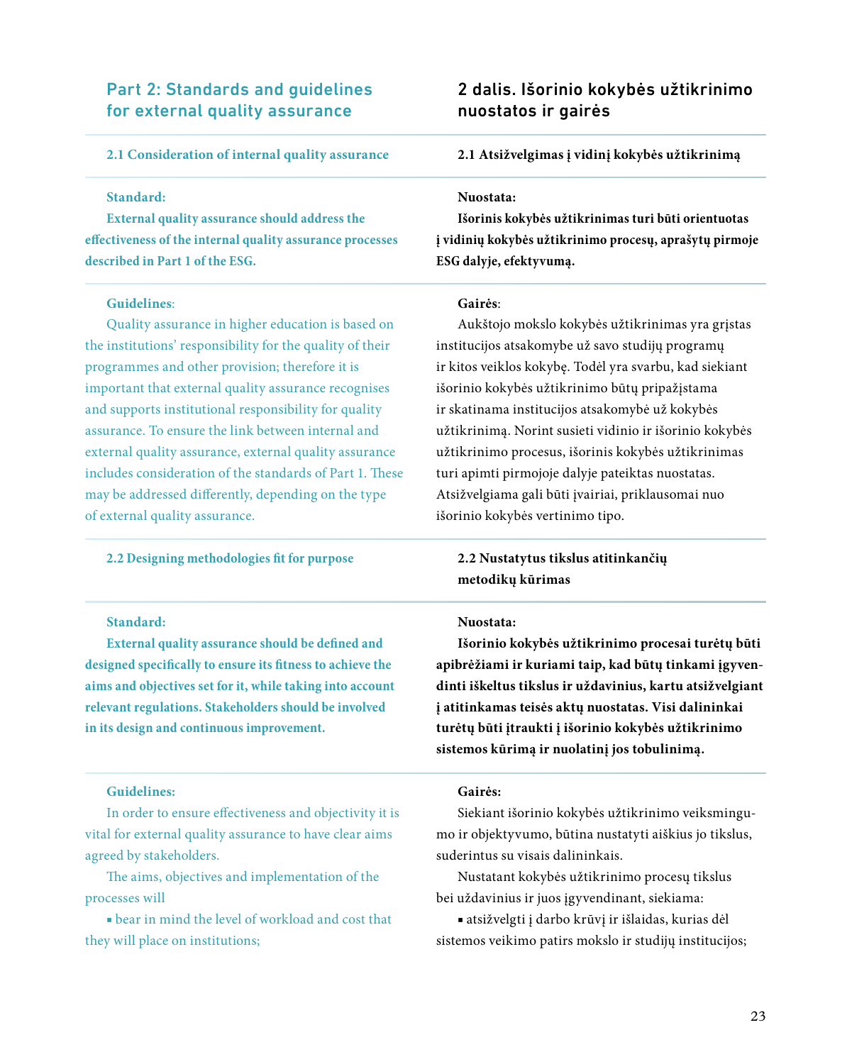## Part 2: Standards and guidelines for external quality assurance

### 2.1 Consideration of internal quality assurance

**Standard:**

**External quality assurance should address the effectiveness of the internal quality assurance processes described in Part 1 of the ESG.**

**Guidelines**:

Quality assurance in higher education is based on the institutions' responsibility for the quality of their programmes and other provision; therefore it is important that external quality assurance recognises and supports institutional responsibility for quality assurance. To ensure the link between internal and external quality assurance, external quality assurance includes consideration of the standards of Part 1. These may be addressed differently, depending on the type of external quality assurance.

### 2.2 Designing methodologies fit for purpose

**Standard:**

**External quality assurance should be defined and designed specifically to ensure its fitness to achieve the aims and objectives set for it, while taking into account relevant regulations. Stakeholders should be involved in its design and continuous improvement.**

**Guidelines:**

In order to ensure effectiveness and objectivity it is vital for external quality assurance to have clear aims agreed by stakeholders.

The aims, objectives and implementation of the processes will

- bear in mind the level of workload and cost that they will place on institutions;

## 2 dalis. Išorinio kokybės užtikrinimo nuostatos ir gairės

### 2.1 Atsižvelgimas į vidinį kokybės užtikrinimą

**Nuostata:**

**Išorinis kokybės užtikrinimas turi būti orientuotas į vidinių kokybės užtikrinimo procesų, aprašytų pirmoje ESG dalyje, efektyvumą.**

**Gairės**:

Aukštojo mokslo kokybės užtikrinimas yra grįstas institucijos atsakomybe už savo studijų programų ir kitos veiklos kokybę. Todėl yra svarbu, kad siekiant išorinio kokybės užtikrinimo būtų pripažįstama ir skatinama institucijos atsakomybė už kokybės užtikrinimą. Norint susieti vidinio ir išorinio kokybės užtikrinimo procesus, išorinis kokybės užtikrinimas turi apimti pirmojoje dalyje pateiktas nuostatas. Atsižvelgiama gali būti įvairiai, priklausomai nuo išorinio kokybės vertinimo tipo.

### 2.2 Nustatytus tikslus atitinkančių metodikų kūrimas

**Nuostata:**

**Išorinio kokybės užtikrinimo procesai turėtų būti apibrėžiami ir kuriami taip, kad būtų tinkami įgyvendinti iškeltus tikslus ir uždavinius, kartu atsižvelgiant į atitinkamas teisės aktų nuostatas. Visi dalininkai turėtų būti įtraukti į išorinio kokybės užtikrinimo sistemos kūrimą ir nuolatinį jos tobulinimą.**

**Gairės:**

Siekiant išorinio kokybės užtikrinimo veiksmingumo ir objektyvumo, būtina nustatyti aiškius jo tikslus, suderintus su visais dalininkais.

Nustatant kokybės užtikrinimo procesų tikslus bei uždavinius ir juos įgyvendinant, siekiama:

- atsižvelgti į darbo krūvį ir išlaidas, kurias dėl sistemos veikimo patirs mokslo ir studijų institucijos;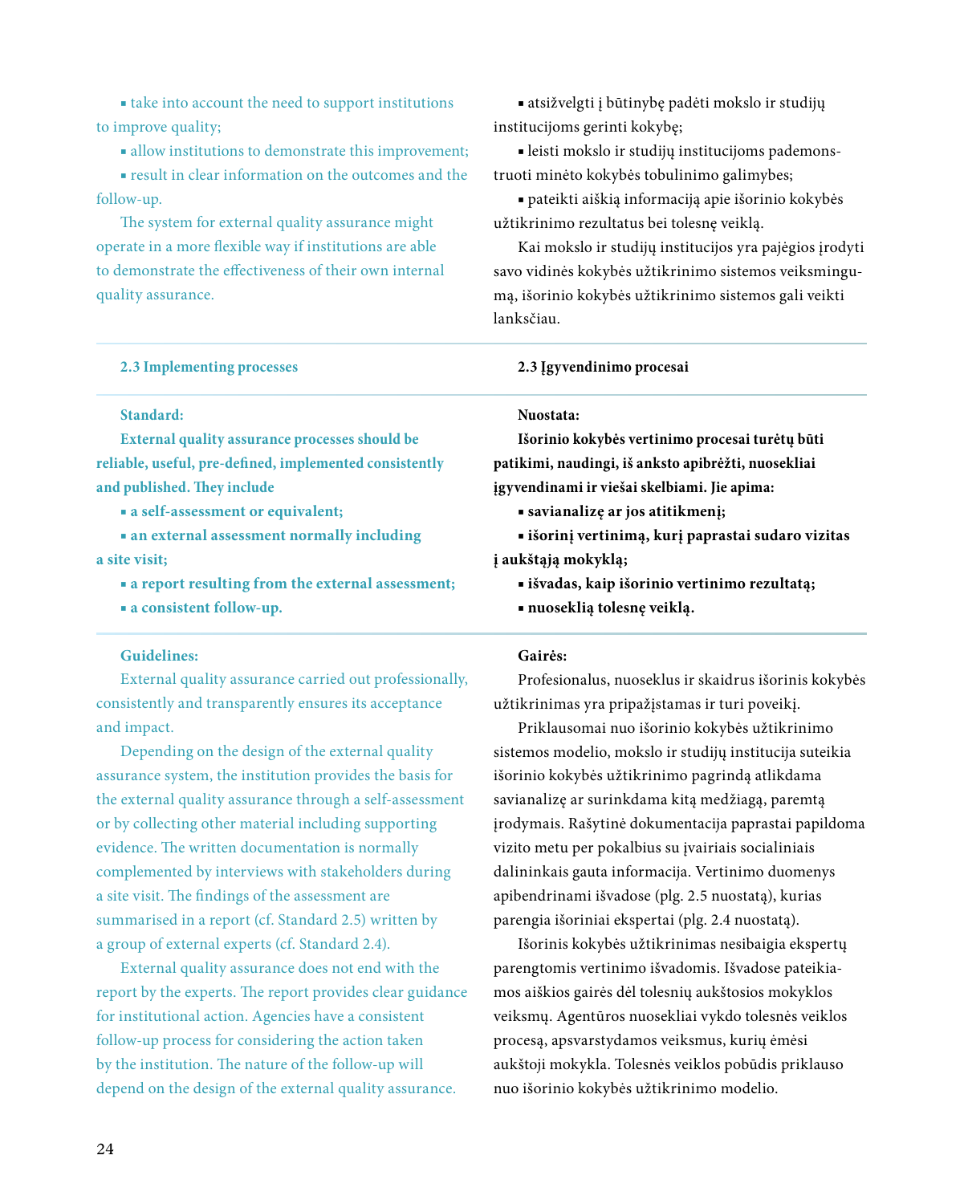- take into account the need to support institutions to improve quality;
- allow institutions to demonstrate this improvement;
- result in clear information on the outcomes and the follow-up.

The system for external quality assurance might operate in a more flexible way if institutions are able to demonstrate the effectiveness of their own internal quality assurance.

- atsižvelgti į būtinybę padėti mokslo ir studijų institucijoms gerinti kokybę;
- leisti mokslo ir studijų institucijoms pademonstruoti minėto kokybės tobulinimo galimybes;
- pateikti aiškią informaciją apie išorinio kokybės užtikrinimo rezultatus bei tolesnę veiklą.

Kai mokslo ir studijų institucijos yra pajėgios įrodyti savo vidinės kokybės užtikrinimo sistemos veiksmingumą, išorinio kokybės užtikrinimo sistemos gali veikti lanksčiau.

### 2.3 Implementing processes

**Standard:**

**External quality assurance processes should be reliable, useful, pre-defined, implemented consistently and published. They include**

- **a self-assessment or equivalent;**
- **an external assessment normally including a site visit;**
- **a report resulting from the external assessment;**
- **a consistent follow-up.**

**Guidelines:**

External quality assurance carried out professionally, consistently and transparently ensures its acceptance and impact.

Depending on the design of the external quality assurance system, the institution provides the basis for the external quality assurance through a self-assessment or by collecting other material including supporting evidence. The written documentation is normally complemented by interviews with stakeholders during a site visit. The findings of the assessment are summarised in a report (cf. Standard 2.5) written by a group of external experts (cf. Standard 2.4).

External quality assurance does not end with the report by the experts. The report provides clear guidance for institutional action. Agencies have a consistent follow-up process for considering the action taken by the institution. The nature of the follow-up will depend on the design of the external quality assurance.

### 2.3 Įgyvendinimo procesai

**Nuostata:**

**Išorinio kokybės vertinimo procesai turėtų būti patikimi, naudingi, iš anksto apibrėžti, nuosekliai įgyvendinami ir viešai skelbiami. Jie apima:**

- **savianalizę ar jos atitikmenį;**
- **išorinį vertinimą, kurį paprastai sudaro vizitas į aukštąją mokyklą;**
- **išvadas, kaip išorinio vertinimo rezultatą;**
- **nuoseklią tolesnę veiklą.**

**Gairės:**

Profesionalus, nuoseklus ir skaidrus išorinis kokybės užtikrinimas yra pripažįstamas ir turi poveikį.

Priklausomai nuo išorinio kokybės užtikrinimo sistemos modelio, mokslo ir studijų institucija suteikia išorinio kokybės užtikrinimo pagrindą atlikdama savianalizę ar surinkdama kitą medžiagą, paremtą įrodymais. Rašytinė dokumentacija paprastai papildoma vizito metu per pokalbius su įvairiais socialiniais dalininkais gauta informacija. Vertinimo duomenys apibendrinami išvadose (plg. 2.5 nuostatą), kurias parengia išoriniai ekspertai (plg. 2.4 nuostatą).

Išorinis kokybės užtikrinimas nesibaigia ekspertų parengtomis vertinimo išvadomis. Išvadose pateikiamos aiškios gairės dėl tolesnių aukštosios mokyklos veiksmų. Agentūros nuosekliai vykdo tolesnės veiklos procesą, apsvarstydamos veiksmus, kurių ėmėsi aukštoji mokykla. Tolesnės veiklos pobūdis priklauso nuo išorinio kokybės užtikrinimo modelio.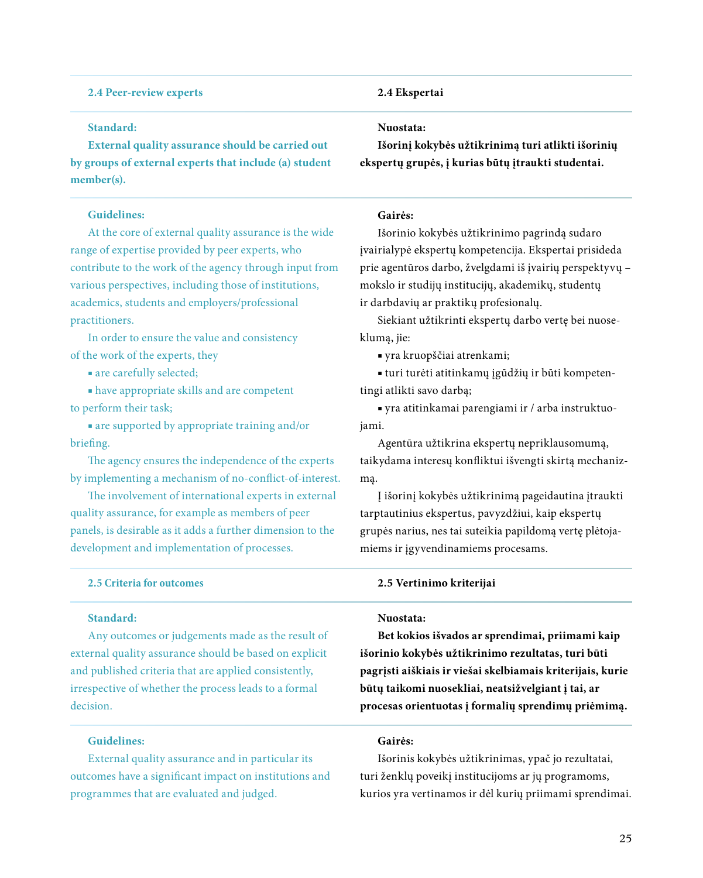### 2.4 Peer-review experts

**Standard:**

**External quality assurance should be carried out by groups of external experts that include (a) student member(s).**

**Guidelines:**

At the core of external quality assurance is the wide range of expertise provided by peer experts, who contribute to the work of the agency through input from various perspectives, including those of institutions, academics, students and employers/professional practitioners.

In order to ensure the value and consistency of the work of the experts, they

- are carefully selected;
- have appropriate skills and are competent to perform their task;
- are supported by appropriate training and/or briefing.

The agency ensures the independence of the experts by implementing a mechanism of no-conflict-of-interest.

The involvement of international experts in external quality assurance, for example as members of peer panels, is desirable as it adds a further dimension to the development and implementation of processes.

### 2.4 Ekspertai

**Nuostata:**

**Išorinį kokybės užtikrinimą turi atlikti išorinių ekspertų grupės, į kurias būtų įtraukti studentai.**

**Gairės:**

Išorinio kokybės užtikrinimo pagrindą sudaro įvairialypė ekspertų kompetencija. Ekspertai prisideda prie agentūros darbo, žvelgdami iš įvairių perspektyvų – mokslo ir studijų institucijų, akademikų, studentų ir darbdavių ar praktikų profesionalų.

Siekiant užtikrinti ekspertų darbo vertę bei nuoseklumą, jie:

- yra kruopščiai atrenkami;
- turi turėti atitinkamų įgūdžių ir būti kompetentingi atlikti savo darbą;
- yra atitinkamai parengiami ir / arba instruktuojami.

Agentūra užtikrina ekspertų nepriklausomumą, taikydama interesų konfliktui išvengti skirtą mechanizmą.

Į išorinį kokybės užtikrinimą pageidautina įtraukti tarptautinius ekspertus, pavyzdžiui, kaip ekspertų grupės narius, nes tai suteikia papildomą vertę plėtojamiems ir įgyvendinamiems procesams.

### 2.5 Criteria for outcomes

**Standard:**

**Any outcomes or judgements made as the result of external quality assurance should be based on explicit and published criteria that are applied consistently, irrespective of whether the process leads to a formal decision.**

**Guidelines:**

External quality assurance and in particular its outcomes have a significant impact on institutions and programmes that are evaluated and judged.

### 2.5 Vertinimo kriterijai

**Nuostata:**

**Bet kokios išvados ar sprendimai, priimami kaip išorinio kokybės užtikrinimo rezultatas, turi būti pagrįsti aiškiais ir viešai skelbiamais kriterijais, kurie būtų taikomi nuosekliai, neatsižvelgiant į tai, ar procesas orientuotas į formalių sprendimų priėmimą.**

**Gairės:**

Išorinis kokybės užtikrinimas, ypač jo rezultatai, turi ženklų poveikį institucijoms ar jų programoms, kurios yra vertinamos ir dėl kurių priimami sprendimai.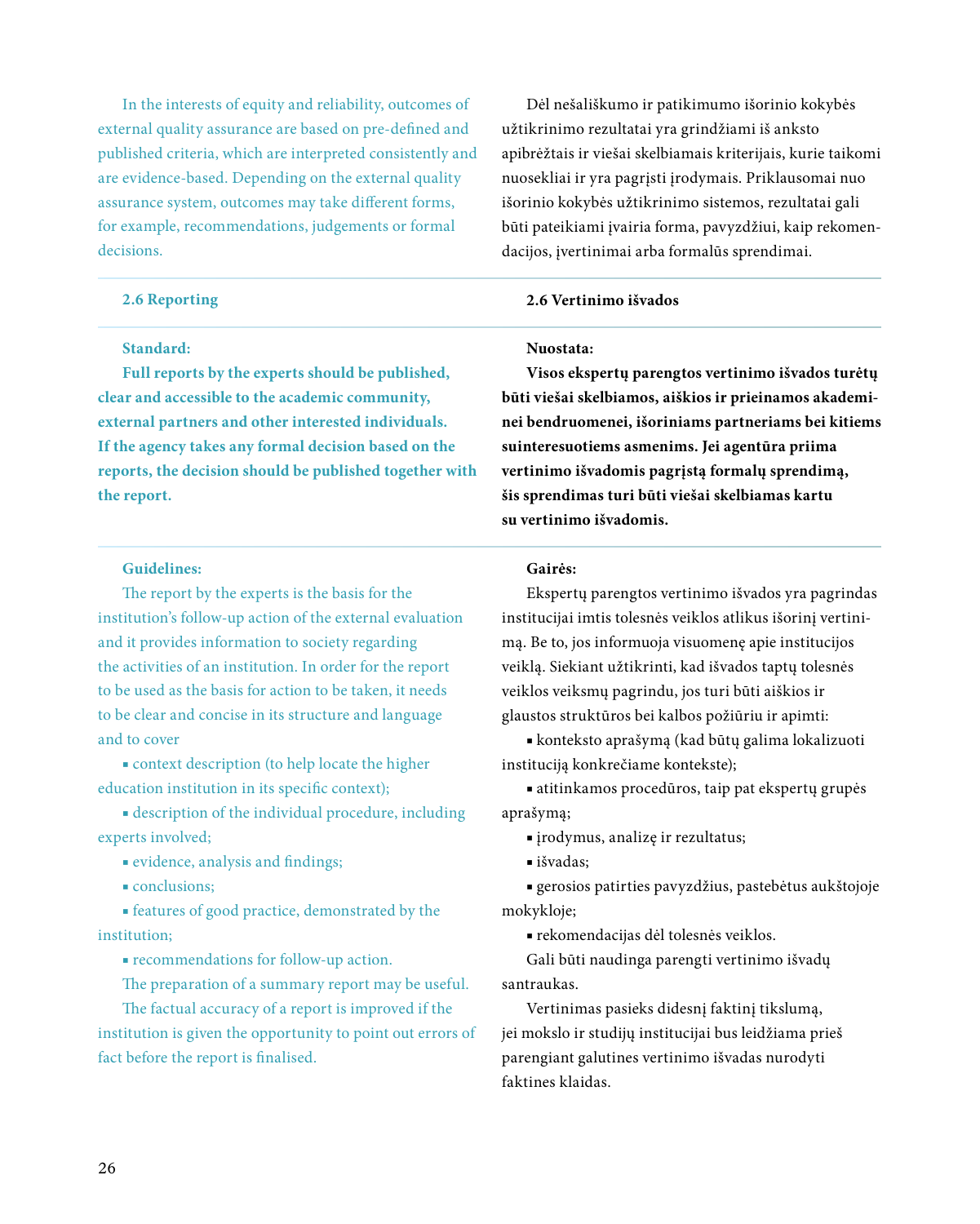In the interests of equity and reliability, outcomes of external quality assurance are based on pre-defined and published criteria, which are interpreted consistently and are evidence-based. Depending on the external quality assurance system, outcomes may take different forms, for example, recommendations, judgements or formal decisions.

Dėl nešališkumo ir patikimumo išorinio kokybės užtikrinimo rezultatai yra grindžiami iš anksto apibrėžtais ir viešai skelbiamais kriterijais, kurie taikomi nuosekliai ir yra pagrįsti įrodymais. Priklausomai nuo išorinio kokybės užtikrinimo sistemos, rezultatai gali būti pateikiami įvairia forma, pavyzdžiui, kaip rekomendacijos, įvertinimai arba formalūs sprendimai.

### 2.6 Reporting

### 2.6 Vertinimo išvados

**Standard:**

**Full reports by the experts should be published, clear and accessible to the academic community, external partners and other interested individuals. If the agency takes any formal decision based on the reports, the decision should be published together with the report.**

**Nuostata:**

**Visos ekspertų parengtos vertinimo išvados turėtų būti viešai skelbiamos, aiškios ir prieinamos akademinei bendruomenei, išoriniams partneriams bei kitiems suinteresuotiems asmenims. Jei agentūra priima vertinimo išvadomis pagrįstą formalų sprendimą, šis sprendimas turi būti viešai skelbiamas kartu su vertinimo išvadomis.**

**Guidelines:**

The report by the experts is the basis for the institution's follow-up action of the external evaluation and it provides information to society regarding the activities of an institution. In order for the report to be used as the basis for action to be taken, it needs to be clear and concise in its structure and language and to cover

- context description (to help locate the higher education institution in its specific context);
- description of the individual procedure, including experts involved;
- evidence, analysis and findings;
- conclusions;
- features of good practice, demonstrated by the institution;
- recommendations for follow-up action.

The preparation of a summary report may be useful.

The factual accuracy of a report is improved if the institution is given the opportunity to point out errors of fact before the report is finalised.

**Gairės:**

Ekspertų parengtos vertinimo išvados yra pagrindas institucijai imtis tolesnės veiklos atlikus išorinį vertinimą. Be to, jos informuoja visuomenę apie institucijos veiklą. Siekiant užtikrinti, kad išvados taptų tolesnės veiklos veiksmų pagrindu, jos turi būti aiškios ir glaustos struktūros bei kalbos požiūriu ir apimti:

- konteksto aprašymą (kad būtų galima lokalizuoti instituciją konkrečiame kontekste);
- atitinkamos procedūros, taip pat ekspertų grupės aprašymą;
- įrodymus, analizę ir rezultatus;
- išvadas;
- gerosios patirties pavyzdžius, pastebėtus aukštojoje mokykloje;
- rekomendacijas dėl tolesnės veiklos.

Gali būti naudinga parengti vertinimo išvadų santraukas.

Vertinimas pasieks didesnį faktinį tikslumą, jei mokslo ir studijų institucijai bus leidžiama prieš parengiant galutines vertinimo išvadas nurodyti faktines klaidas.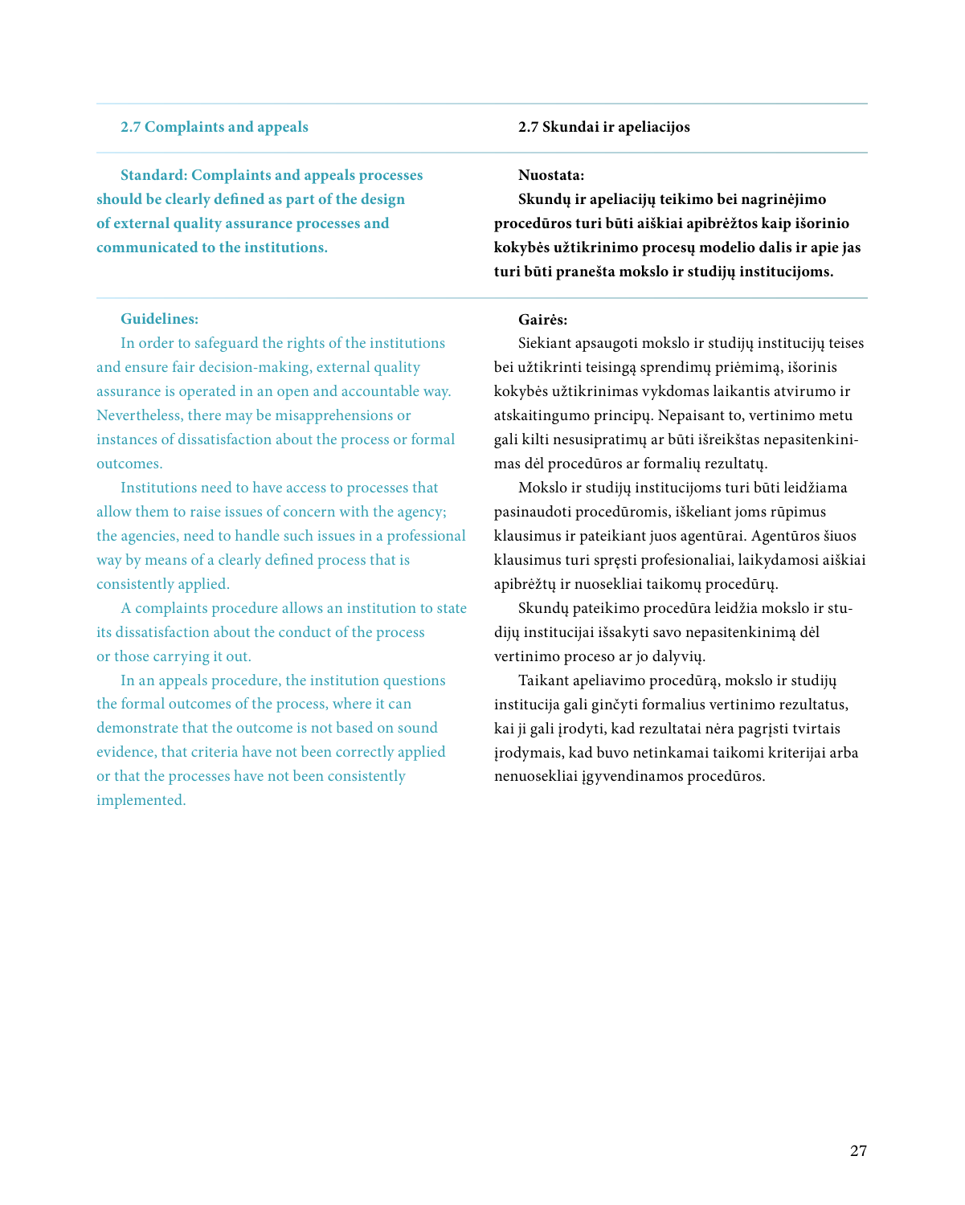### 2.7 Complaints and appeals

**Standard: Complaints and appeals processes should be clearly defined as part of the design of external quality assurance processes and communicated to the institutions.**

**Guidelines:**

In order to safeguard the rights of the institutions and ensure fair decision-making, external quality assurance is operated in an open and accountable way. Nevertheless, there may be misapprehensions or instances of dissatisfaction about the process or formal outcomes.

Institutions need to have access to processes that allow them to raise issues of concern with the agency; the agencies, need to handle such issues in a professional way by means of a clearly defined process that is consistently applied.

A complaints procedure allows an institution to state its dissatisfaction about the conduct of the process or those carrying it out.

In an appeals procedure, the institution questions the formal outcomes of the process, where it can demonstrate that the outcome is not based on sound evidence, that criteria have not been correctly applied or that the processes have not been consistently implemented.

### 2.7 Skundai ir apeliacijos

**Nuostata:**

**Skundų ir apeliacijų teikimo bei nagrinėjimo procedūros turi būti aiškiai apibrėžtos kaip išorinio kokybės užtikrinimo procesų modelio dalis ir apie jas turi būti pranešta mokslo ir studijų institucijoms.**

**Gairės:**

Siekiant apsaugoti mokslo ir studijų institucijų teises bei užtikrinti teisingą sprendimų priėmimą, išorinis kokybės užtikrinimas vykdomas laikantis atvirumo ir atskaitingumo principų. Nepaisant to, vertinimo metu gali kilti nesusipratimų ar būti išreikštas nepasitenkinimas dėl procedūros ar formalių rezultatų.

Mokslo ir studijų institucijoms turi būti leidžiama pasinaudoti procedūromis, iškeliant joms rūpimus klausimus ir pateikiant juos agentūrai. Agentūros šiuos klausimus turi spręsti profesionaliai, laikydamosi aiškiai apibrėžtų ir nuosekliai taikomų procedūrų.

Skundų pateikimo procedūra leidžia mokslo ir studijų institucijai išsakyti savo nepasitenkinimą dėl vertinimo proceso ar jo dalyvių.

Taikant apeliavimo procedūrą, mokslo ir studijų institucija gali ginčyti formalius vertinimo rezultatus, kai ji gali įrodyti, kad rezultatai nėra pagrįsti tvirtais įrodymais, kad buvo netinkamai taikomi kriterijai arba nenuosekliai įgyvendinamos procedūros.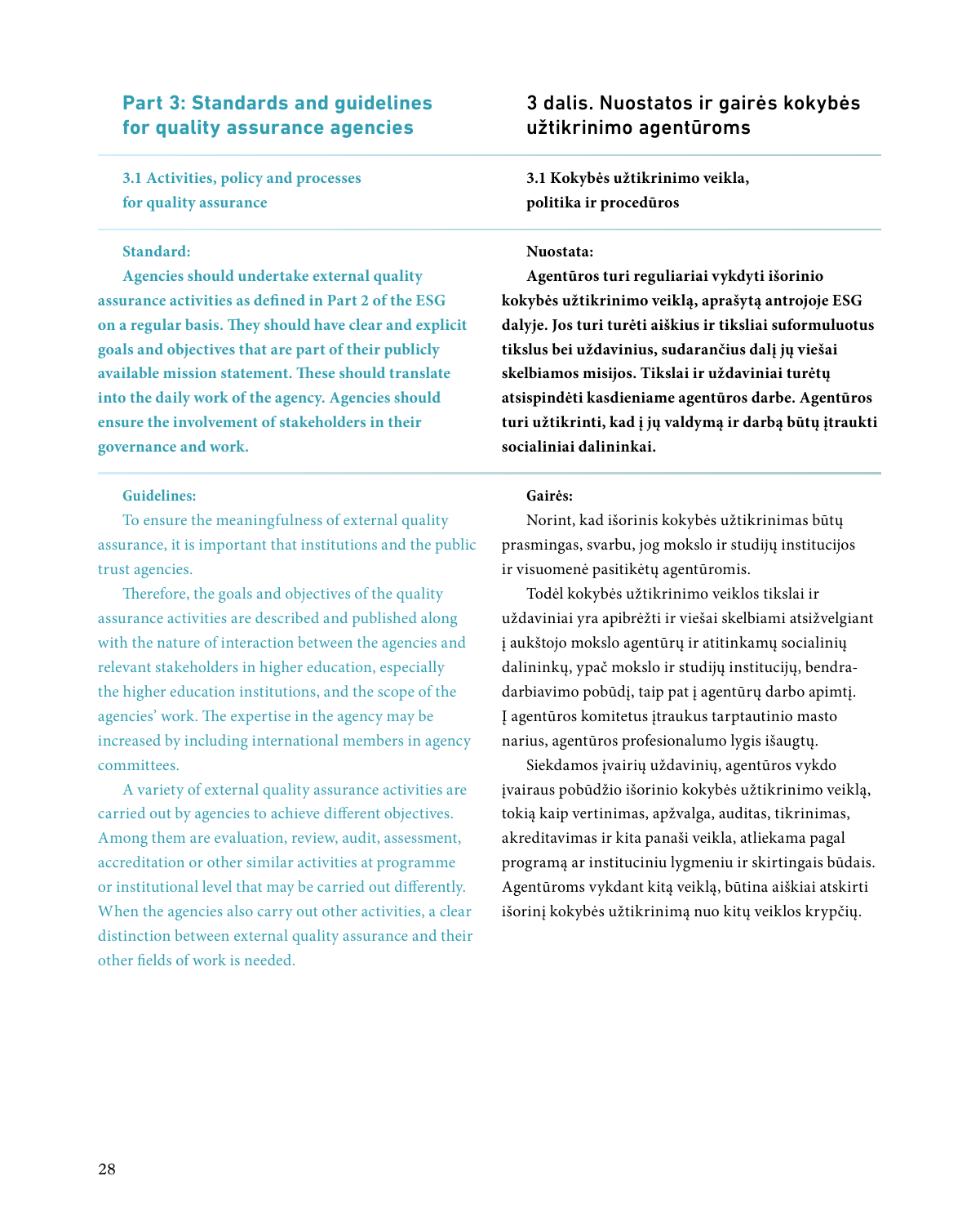## Part 3: Standards and guidelines for quality assurance agencies

### 3.1 Activities, policy and processes for quality assurance

**Standard:**

**Agencies should undertake external quality assurance activities as defined in Part 2 of the ESG on a regular basis. They should have clear and explicit goals and objectives that are part of their publicly available mission statement. These should translate into the daily work of the agency. Agencies should ensure the involvement of stakeholders in their governance and work.**

**Guidelines:**

To ensure the meaningfulness of external quality assurance, it is important that institutions and the public trust agencies.

Therefore, the goals and objectives of the quality assurance activities are described and published along with the nature of interaction between the agencies and relevant stakeholders in higher education, especially the higher education institutions, and the scope of the agencies' work. The expertise in the agency may be increased by including international members in agency committees.

A variety of external quality assurance activities are carried out by agencies to achieve different objectives. Among them are evaluation, review, audit, assessment, accreditation or other similar activities at programme or institutional level that may be carried out differently. When the agencies also carry out other activities, a clear distinction between external quality assurance and their other fields of work is needed.

## 3 dalis. Nuostatos ir gairės kokybės užtikrinimo agentūroms

### 3.1 Kokybės užtikrinimo veikla, politika ir procedūros

**Nuostata:**

**Agentūros turi reguliariai vykdyti išorinio kokybės užtikrinimo veiklą, aprašytą antrojoje ESG dalyje. Jos turi turėti aiškius ir tiksliai suformuluotus tikslus bei uždavinius, sudarančius dalį jų viešai skelbiamos misijos. Tikslai ir uždaviniai turėtų atsispindėti kasdieniame agentūros darbe. Agentūros turi užtikrinti, kad į jų valdymą ir darbą būtų įtraukti socialiniai dalininkai.**

**Gairės:**

Norint, kad išorinis kokybės užtikrinimas būtų prasmingas, svarbu, jog mokslo ir studijų institucijos ir visuomenė pasitikėtų agentūromis.

Todėl kokybės užtikrinimo veiklos tikslai ir uždaviniai yra apibrėžti ir viešai skelbiami atsižvelgiant į aukštojo mokslo agentūrų ir atitinkamų socialinių dalininkų, ypač mokslo ir studijų institucijų, bendradarbiavimo pobūdį, taip pat į agentūrų darbo apimtį. Į agentūros komitetus įtraukus tarptautinio masto narius, agentūros profesionalumo lygis išaugtų.

Siekdamos įvairių uždavinių, agentūros vykdo įvairaus pobūdžio išorinio kokybės užtikrinimo veiklą, tokią kaip vertinimas, apžvalga, auditas, tikrinimas, akreditavimas ir kita panaši veikla, atliekama pagal programą ar instituciniu lygmeniu ir skirtingais būdais. Agentūroms vykdant kitą veiklą, būtina aiškiai atskirti išorinį kokybės užtikrinimą nuo kitų veiklos krypčių.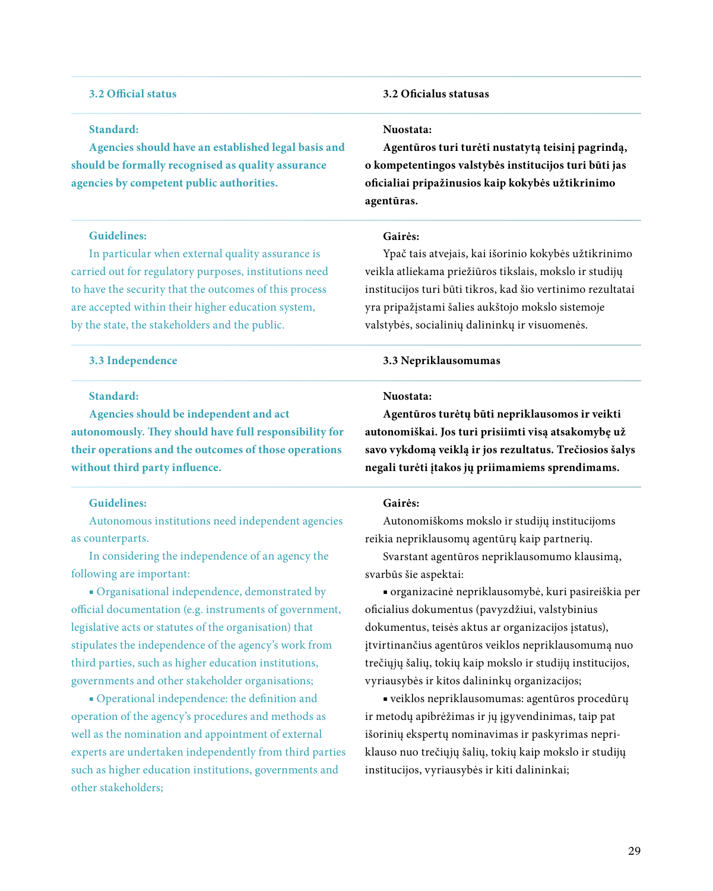### 3.2 Official status

**Standard:**

**Agencies should have an established legal basis and should be formally recognised as quality assurance agencies by competent public authorities.**

**Guidelines:**

In particular when external quality assurance is carried out for regulatory purposes, institutions need to have the security that the outcomes of this process are accepted within their higher education system, by the state, the stakeholders and the public.

### 3.2 Oficialus statusas

**Nuostata:**

**Agentūros turi turėti nustatytą teisinį pagrindą, o kompetentingos valstybės institucijos turi būti jas oficialiai pripažinusios kaip kokybės užtikrinimo agentūras.**

**Gairės:**

Ypač tais atvejais, kai išorinio kokybės užtikrinimo veikla atliekama priežiūros tikslais, mokslo ir studijų institucijos turi būti tikros, kad šio vertinimo rezultatai yra pripažįstami šalies aukštojo mokslo sistemoje valstybės, socialinių dalininkų ir visuomenės.

### 3.3 Independence

**Standard:**

**Agencies should be independent and act autonomously. They should have full responsibility for their operations and the outcomes of those operations without third party influence.**

**Guidelines:**

Autonomous institutions need independent agencies as counterparts.

In considering the independence of an agency the following are important:

- Organisational independence, demonstrated by official documentation (e.g. instruments of government, legislative acts or statutes of the organisation) that stipulates the independence of the agency's work from third parties, such as higher education institutions, governments and other stakeholder organisations;
- Operational independence: the definition and operation of the agency's procedures and methods as well as the nomination and appointment of external experts are undertaken independently from third parties such as higher education institutions, governments and other stakeholders;

### 3.3 Nepriklausomumas

**Nuostata:**

**Agentūros turėtų būti nepriklausomos ir veikti autonomiškai. Jos turi prisiimti visą atsakomybę už savo vykdomą veiklą ir jos rezultatus. Trečiosios šalys negali turėti įtakos jų priimamiems sprendimams.**

**Gairės:**

Autonomiškoms mokslo ir studijų institucijoms reikia nepriklausomų agentūrų kaip partnerių.

Svarstant agentūros nepriklausomumo klausimą, svarbūs šie aspektai:

- organizacinė nepriklausomybė, kuri pasireiškia per oficialius dokumentus (pavyzdžiui, valstybinius dokumentus, teisės aktus ar organizacijos įstatus), įtvirtinančius agentūros veiklos nepriklausomumą nuo trečiųjų šalių, tokių kaip mokslo ir studijų institucijos, vyriausybės ir kitos dalininkų organizacijos;
- veiklos nepriklausomumas: agentūros procedūrų ir metodų apibrėžimas ir jų įgyvendinimas, taip pat išorinių ekspertų nominavimas ir paskyrimas nepriklauso nuo trečiųjų šalių, tokių kaip mokslo ir studijų institucijos, vyriausybės ir kiti dalininkai;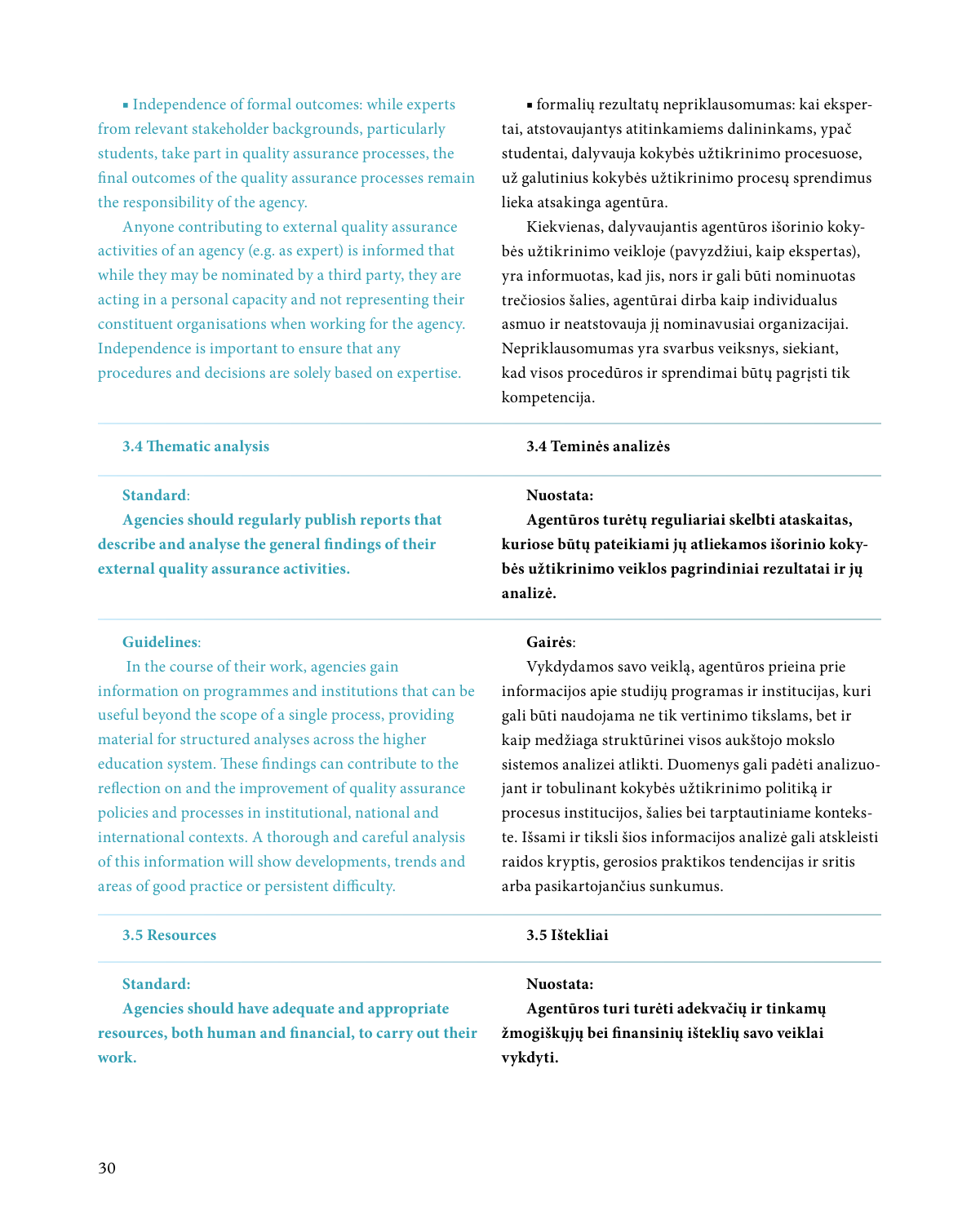▪ Independence of formal outcomes: while experts from relevant stakeholder backgrounds, particularly students, take part in quality assurance processes, the final outcomes of the quality assurance processes remain the responsibility of the agency.

Anyone contributing to external quality assurance activities of an agency (e.g. as expert) is informed that while they may be nominated by a third party, they are acting in a personal capacity and not representing their constituent organisations when working for the agency. Independence is important to ensure that any procedures and decisions are solely based on expertise.

▪ formalių rezultatų nepriklausomumas: kai ekspertai, atstovaujantys atitinkamiems dalininkams, ypač studentai, dalyvauja kokybės užtikrinimo procesuose, už galutinius kokybės užtikrinimo procesų sprendimus lieka atsakinga agentūra.

Kiekvienas, dalyvaujantis agentūros išorinio kokybės užtikrinimo veikloje (pavyzdžiui, kaip ekspertas), yra informuotas, kad jis, nors ir gali būti nominuotas trečiosios šalies, agentūrai dirba kaip individualus asmuo ir neatstovauja jį nominavusiai organizacijai. Nepriklausomumas yra svarbus veiksnys, siekiant, kad visos procedūros ir sprendimai būtų pagrįsti tik kompetencija.

### 3.4 Thematic analysis

### 3.4 Teminės analizės

**Standard**:

**Agencies should regularly publish reports that describe and analyse the general findings of their external quality assurance activities.**

**Nuostata:**

**Agentūros turėtų reguliariai skelbti ataskaitas, kuriose būtų pateikiami jų atliekamos išorinio kokybės užtikrinimo veiklos pagrindiniai rezultatai ir jų analizė.**

**Guidelines**:

In the course of their work, agencies gain information on programmes and institutions that can be useful beyond the scope of a single process, providing material for structured analyses across the higher education system. These findings can contribute to the reflection on and the improvement of quality assurance policies and processes in institutional, national and international contexts. A thorough and careful analysis of this information will show developments, trends and areas of good practice or persistent difficulty.

**Gairės**:

Vykdydamos savo veiklą, agentūros prieina prie informacijos apie studijų programas ir institucijas, kuri gali būti naudojama ne tik vertinimo tikslams, bet ir kaip medžiaga struktūrinei visos aukštojo mokslo sistemos analizei atlikti. Duomenys gali padėti analizuojant ir tobulinant kokybės užtikrinimo politiką ir procesus institucijos, šalies bei tarptautiniame kontekste. Išsami ir tiksli šios informacijos analizė gali atskleisti raidos kryptis, gerosios praktikos tendencijas ir sritis arba pasikartojančius sunkumus.

### 3.5 Resources

### 3.5 Ištekliai

**Standard:**

**Agencies should have adequate and appropriate resources, both human and financial, to carry out their work.**

**Nuostata:**

**Agentūros turi turėti adekvačių ir tinkamų žmogiškųjų bei finansinių išteklių savo veiklai vykdyti.**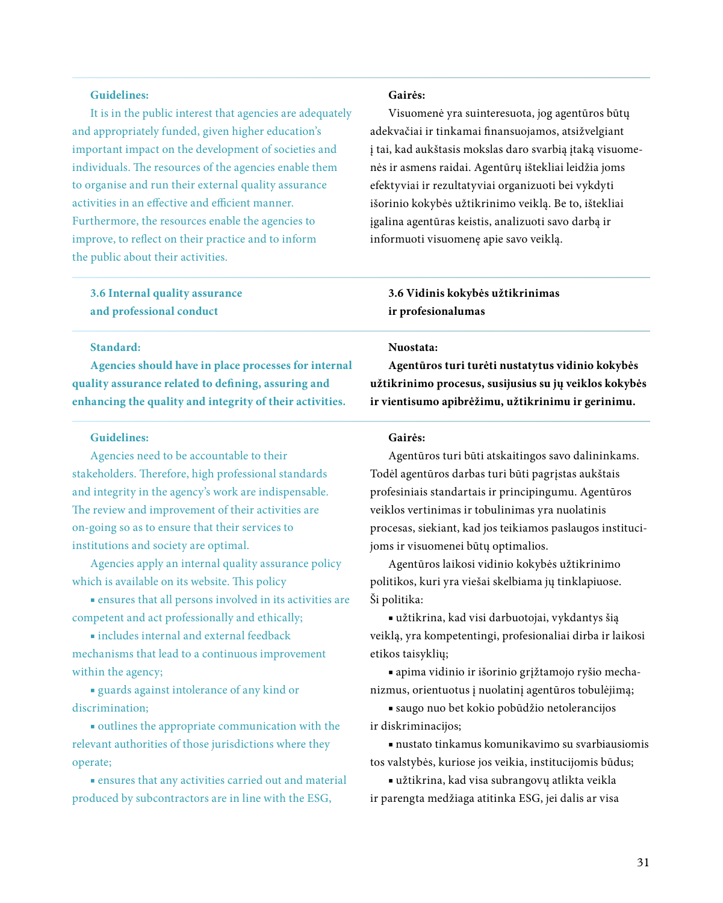**Guidelines:**

It is in the public interest that agencies are adequately and appropriately funded, given higher education's important impact on the development of societies and individuals. The resources of the agencies enable them to organise and run their external quality assurance activities in an effective and efficient manner. Furthermore, the resources enable the agencies to improve, to reflect on their practice and to inform the public about their activities.

**Gairės:**

Visuomenė yra suinteresuota, jog agentūros būtų adekvačiai ir tinkamai finansuojamos, atsižvelgiant į tai, kad aukštasis mokslas daro svarbią įtaką visuomenės ir asmens raidai. Agentūrų ištekliai leidžia joms efektyviai ir rezultatyviai organizuoti bei vykdyti išorinio kokybės užtikrinimo veiklą. Be to, ištekliai įgalina agentūras keistis, analizuoti savo darbą ir informuoti visuomenę apie savo veiklą.

### 3.6 Internal quality assurance and professional conduct

### 3.6 Vidinis kokybės užtikrinimas ir profesionalumas

**Standard:**

**Agencies should have in place processes for internal quality assurance related to defining, assuring and enhancing the quality and integrity of their activities.**

**Nuostata:**

**Agentūros turi turėti nustatytus vidinio kokybės užtikrinimo procesus, susijusius su jų veiklos kokybės ir vientisumo apibrėžimu, užtikrinimu ir gerinimu.**

**Guidelines:**

Agencies need to be accountable to their stakeholders. Therefore, high professional standards and integrity in the agency's work are indispensable. The review and improvement of their activities are on-going so as to ensure that their services to institutions and society are optimal.

Agencies apply an internal quality assurance policy which is available on its website. This policy

- ensures that all persons involved in its activities are competent and act professionally and ethically;
- includes internal and external feedback mechanisms that lead to a continuous improvement within the agency;
- guards against intolerance of any kind or discrimination;
- outlines the appropriate communication with the relevant authorities of those jurisdictions where they operate;
- ensures that any activities carried out and material produced by subcontractors are in line with the ESG,

**Gairės:**

Agentūros turi būti atskaitingos savo dalininkams. Todėl agentūros darbas turi būti pagrįstas aukštais profesiniais standartais ir principingumu. Agentūros veiklos vertinimas ir tobulinimas yra nuolatinis procesas, siekiant, kad jos teikiamos paslaugos institucijoms ir visuomenei būtų optimalios.

Agentūros laikosi vidinio kokybės užtikrinimo politikos, kuri yra viešai skelbiama jų tinklapiuose. Ši politika:

- užtikrina, kad visi darbuotojai, vykdantys šią veiklą, yra kompetentingi, profesionaliai dirba ir laikosi etikos taisyklių;
- apima vidinio ir išorinio grįžtamojo ryšio mechanizmus, orientuotus į nuolatinį agentūros tobulėjimą;
- saugo nuo bet kokio pobūdžio netolerancijos ir diskriminacijos;
- nustato tinkamus komunikavimo su svarbiausiomis tos valstybės, kuriose jos veikia, institucijomis būdus;
- užtikrina, kad visa subrangovų atlikta veikla ir parengta medžiaga atitinka ESG, jei dalis ar visa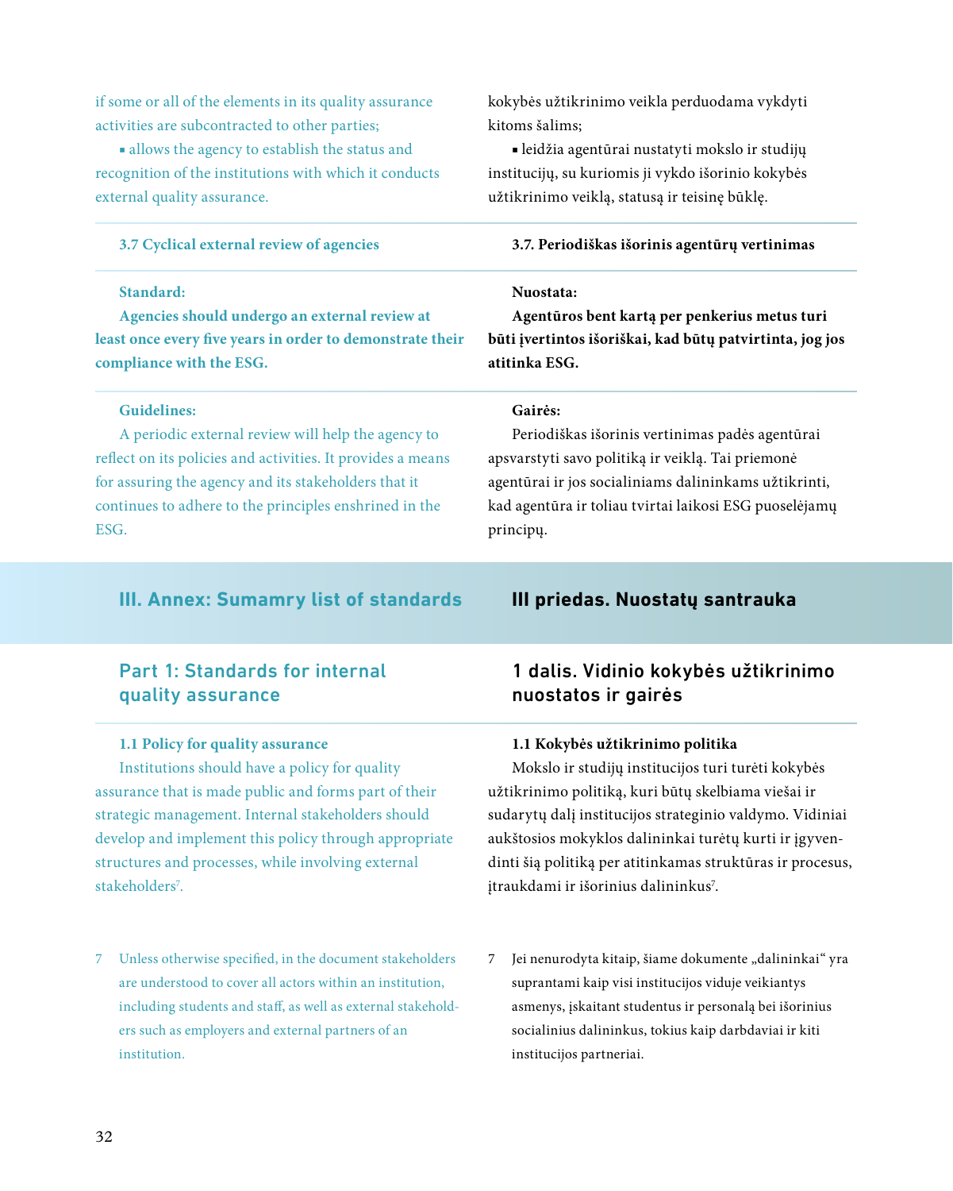if some or all of the elements in its quality assurance activities are subcontracted to other parties;

- allows the agency to establish the status and recognition of the institutions with which it conducts external quality assurance.

kokybės užtikrinimo veikla perduodama vykdyti kitoms šalims;

- leidžia agentūrai nustatyti mokslo ir studijų institucijų, su kuriomis ji vykdo išorinio kokybės užtikrinimo veiklą, statusą ir teisinę būklę.

### 3.7 Cyclical external review of agencies

**Standard:**

**Agencies should undergo an external review at least once every five years in order to demonstrate their compliance with the ESG.**

**Guidelines:**

A periodic external review will help the agency to reflect on its policies and activities. It provides a means for assuring the agency and its stakeholders that it continues to adhere to the principles enshrined in the ESG.

### 3.7. Periodiškas išorinis agentūrų vertinimas

**Nuostata:**

**Agentūros bent kartą per penkerius metus turi būti įvertintos išoriškai, kad būtų patvirtinta, jog jos atitinka ESG.**

**Gairės:**

Periodiškas išorinis vertinimas padės agentūrai apsvarstyti savo politiką ir veiklą. Tai priemonė agentūrai ir jos socialiniams dalininkams užtikrinti, kad agentūra ir toliau tvirtai laikosi ESG puoselėjamų principų.

# III. Annex: Sumamry list of standards

# III priedas. Nuostatų santrauka

## Part 1: Standards for internal quality assurance

### 1.1 Policy for quality assurance

Institutions should have a policy for quality assurance that is made public and forms part of their strategic management. Internal stakeholders should develop and implement this policy through appropriate structures and processes, while involving external stakeholders[7].

## 1 dalis. Vidinio kokybės užtikrinimo nuostatos ir gairės

### 1.1 Kokybės užtikrinimo politika

Mokslo ir studijų institucijos turi turėti kokybės užtikrinimo politiką, kuri būtų skelbiama viešai ir sudarytų dalį institucijos strateginio valdymo. Vidiniai aukštosios mokyklos dalininkai turėtų kurti ir įgyvendinti šią politiką per atitinkamas struktūras ir procesus, įtraukdami ir išorinius dalininkus[7].

7 Unless otherwise specified, in the document stakeholders are understood to cover all actors within an institution, including students and staff, as well as external stakeholders such as employers and external partners of an institution.

7 Jei nenurodyta kitaip, šiame dokumente „dalininkai“ yra suprantami kaip visi institucijos viduje veikiantys asmenys, įskaitant studentus ir personalą bei išorinius socialinius dalininkus, tokius kaip darbdaviai ir kiti institucijos partneriai.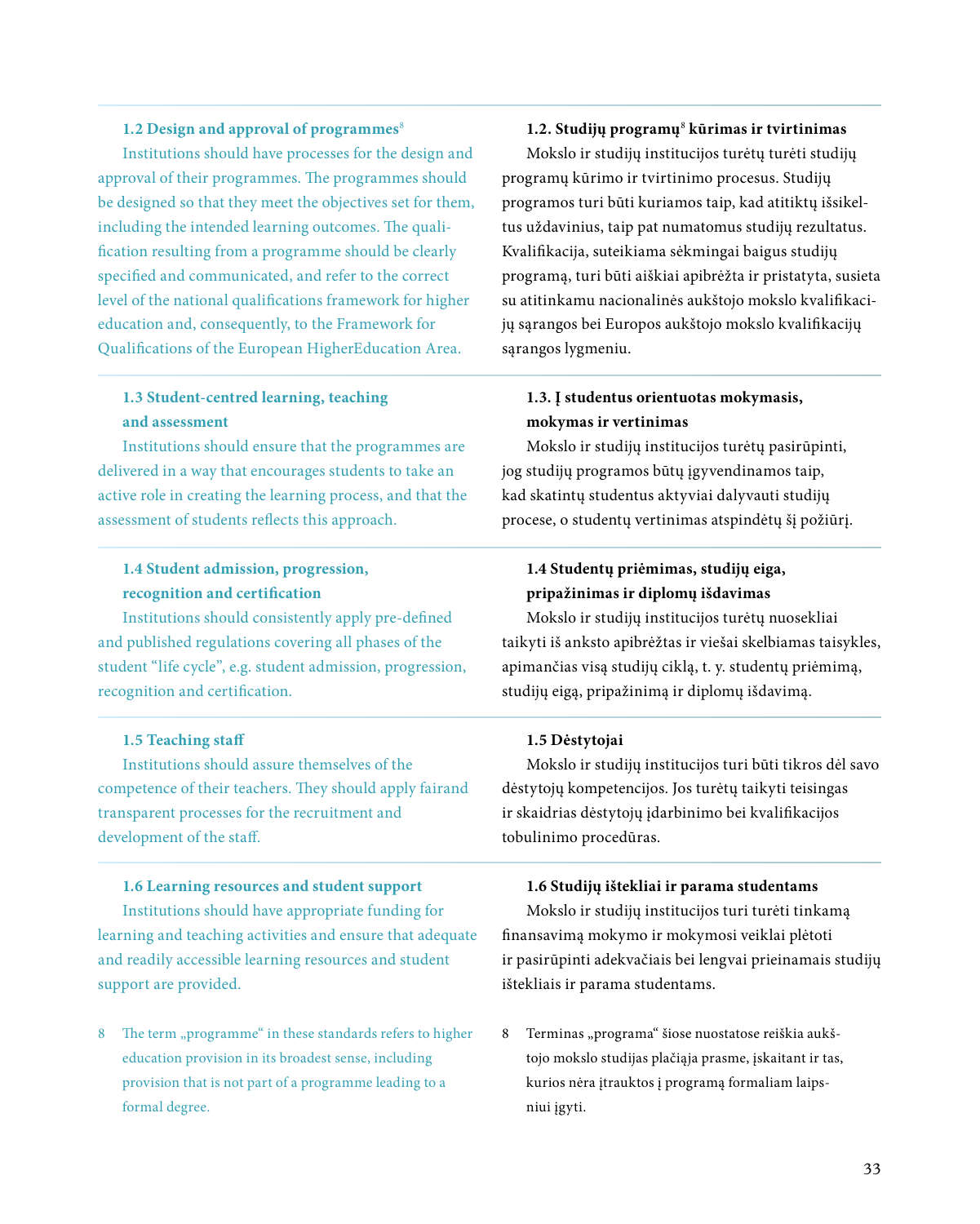### 1.2 Design and approval of programmes[8]

Institutions should have processes for the design and approval of their programmes. The programmes should be designed so that they meet the objectives set for them, including the intended learning outcomes. The qualification resulting from a programme should be clearly specified and communicated, and refer to the correct level of the national qualifications framework for higher education and, consequently, to the Framework for Qualifications of the European HigherEducation Area.

### 1.2. Studijų programų[8] kūrimas ir tvirtinimas

Mokslo ir studijų institucijos turėtų turėti studijų programų kūrimo ir tvirtinimo procesus. Studijų programos turi būti kuriamos taip, kad atitiktų išsikeltus uždavinius, taip pat numatomus studijų rezultatus. Kvalifikacija, suteikiama sėkmingai baigus studijų programą, turi būti aiškiai apibrėžta ir pristatyta, susieta su atitinkamu nacionalinės aukštojo mokslo kvalifikacijų sąrangos bei Europos aukštojo mokslo kvalifikacijų sąrangos lygmeniu.

### 1.3 Student-centred learning, teaching and assessment

Institutions should ensure that the programmes are delivered in a way that encourages students to take an active role in creating the learning process, and that the assessment of students reflects this approach.

### 1.3. Į studentus orientuotas mokymasis, mokymas ir vertinimas

Mokslo ir studijų institucijos turėtų pasirūpinti, jog studijų programos būtų įgyvendinamos taip, kad skatintų studentus aktyviai dalyvauti studijų procese, o studentų vertinimas atspindėtų šį požiūrį.

### 1.4 Student admission, progression, recognition and certification

Institutions should consistently apply pre-defined and published regulations covering all phases of the student "life cycle", e.g. student admission, progression, recognition and certification.

### 1.4 Studentų priėmimas, studijų eiga, pripažinimas ir diplomų išdavimas

Mokslo ir studijų institucijos turėtų nuosekliai taikyti iš anksto apibrėžtas ir viešai skelbiamas taisykles, apimančias visą studijų ciklą, t. y. studentų priėmimą, studijų eigą, pripažinimą ir diplomų išdavimą.

### 1.5 Teaching staff

Institutions should assure themselves of the competence of their teachers. They should apply fairand transparent processes for the recruitment and development of the staff.

### 1.5 Dėstytojai

Mokslo ir studijų institucijos turi būti tikros dėl savo dėstytojų kompetencijos. Jos turėtų taikyti teisingas ir skaidrias dėstytojų įdarbinimo bei kvalifikacijos tobulinimo procedūras.

### 1.6 Learning resources and student support

Institutions should have appropriate funding for learning and teaching activities and ensure that adequate and readily accessible learning resources and student support are provided.

### 1.6 Studijų ištekliai ir parama studentams

Mokslo ir studijų institucijos turi turėti tinkamą finansavimą mokymo ir mokymosi veiklai plėtoti ir pasirūpinti adekvačiais bei lengvai prieinamais studijų ištekliais ir parama studentams.

8 The term „programme" in these standards refers to higher education provision in its broadest sense, including provision that is not part of a programme leading to a formal degree.

8 Terminas „programa" šiose nuostatose reiškia aukštojo mokslo studijas plačiąja prasme, įskaitant ir tas, kurios nėra įtrauktos į programą formaliam laipsniui įgyti.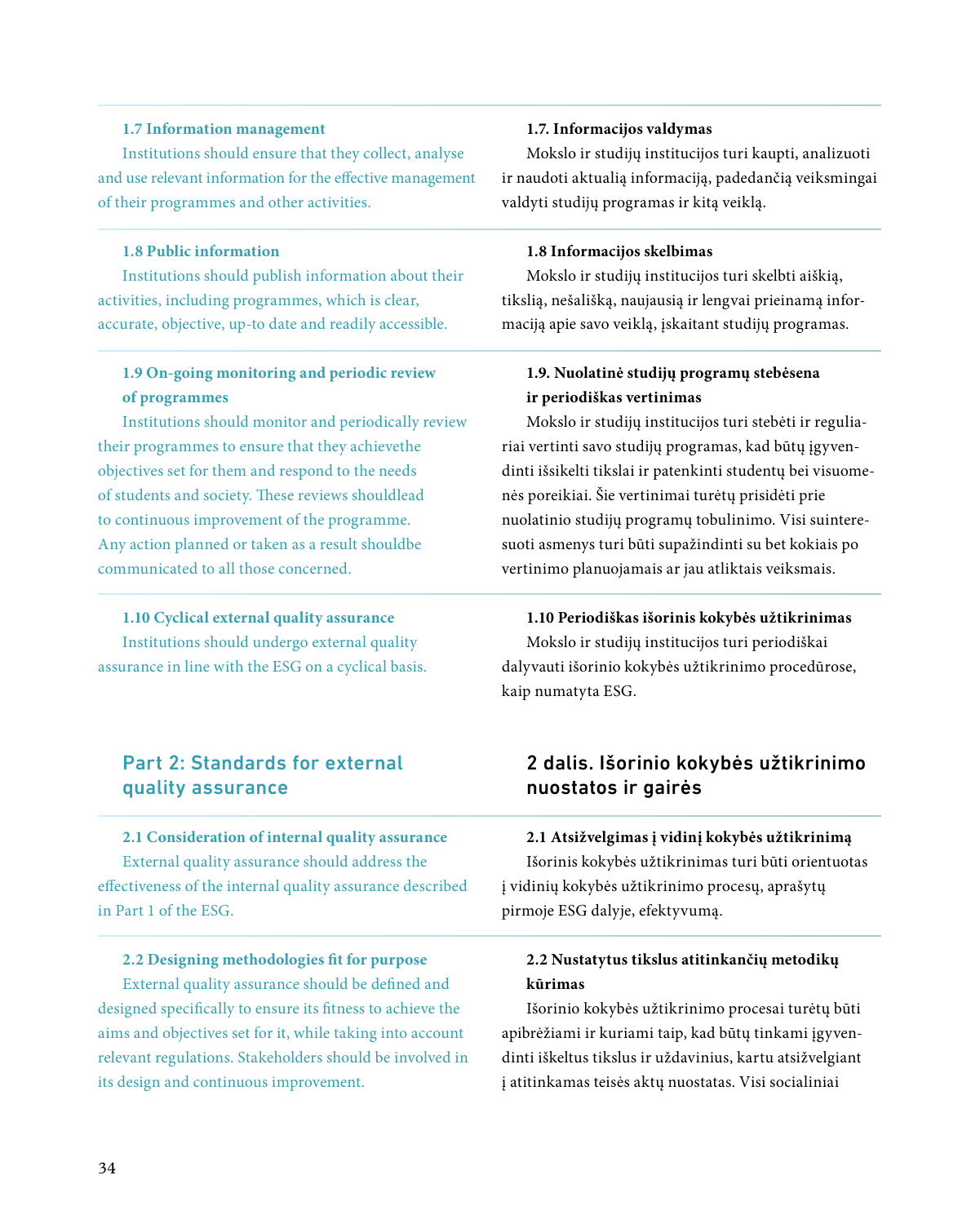**1.7 Information management**

Institutions should ensure that they collect, analyse and use relevant information for the effective management of their programmes and other activities.

**1.7. Informacijos valdymas**

Mokslo ir studijų institucijos turi kaupti, analizuoti ir naudoti aktualią informaciją, padedančią veiksmingai valdyti studijų programas ir kitą veiklą.

**1.8 Public information**

Institutions should publish information about their activities, including programmes, which is clear, accurate, objective, up-to date and readily accessible.

**1.8 Informacijos skelbimas**

Mokslo ir studijų institucijos turi skelbti aiškią, tikslią, nešališką, naujausią ir lengvai prieinamą informaciją apie savo veiklą, įskaitant studijų programas.

**1.9 On-going monitoring and periodic review of programmes**

Institutions should monitor and periodically review their programmes to ensure that they achievethe objectives set for them and respond to the needs of students and society. These reviews shouldlead to continuous improvement of the programme. Any action planned or taken as a result shouldbe communicated to all those concerned.

**1.9. Nuolatinė studijų programų stebėsena ir periodiškas vertinimas**

Mokslo ir studijų institucijos turi stebėti ir reguliariai vertinti savo studijų programas, kad būtų įgyvendinti išsikelti tikslai ir patenkinti studentų bei visuomenės poreikiai. Šie vertinimai turėtų prisidėti prie nuolatinio studijų programų tobulinimo. Visi suinteresuoti asmenys turi būti supažindinti su bet kokiais po vertinimo planuojamais ar jau atliktais veiksmais.

**1.10 Cyclical external quality assurance**

Institutions should undergo external quality assurance in line with the ESG on a cyclical basis.

**1.10 Periodiškas išorinis kokybės užtikrinimas**

Mokslo ir studijų institucijos turi periodiškai dalyvauti išorinio kokybės užtikrinimo procedūrose, kaip numatyta ESG.

## Part 2: Standards for external quality assurance

## 2 dalis. Išorinio kokybės užtikrinimo nuostatos ir gairės

**2.1 Consideration of internal quality assurance**

External quality assurance should address the effectiveness of the internal quality assurance described in Part 1 of the ESG.

**2.1 Atsižvelgimas į vidinį kokybės užtikrinimą**

Išorinis kokybės užtikrinimas turi būti orientuotas į vidinių kokybės užtikrinimo procesų, aprašytų pirmoje ESG dalyje, efektyvumą.

**2.2 Designing methodologies fit for purpose**

External quality assurance should be defined and designed specifically to ensure its fitness to achieve the aims and objectives set for it, while taking into account relevant regulations. Stakeholders should be involved in its design and continuous improvement.

**2.2 Nustatytus tikslus atitinkančių metodikų kūrimas**

Išorinio kokybės užtikrinimo procesai turėtų būti apibrėžiami ir kuriami taip, kad būtų tinkami įgyvendinti iškeltus tikslus ir uždavinius, kartu atsižvelgiant į atitinkamas teisės aktų nuostatas. Visi socialiniai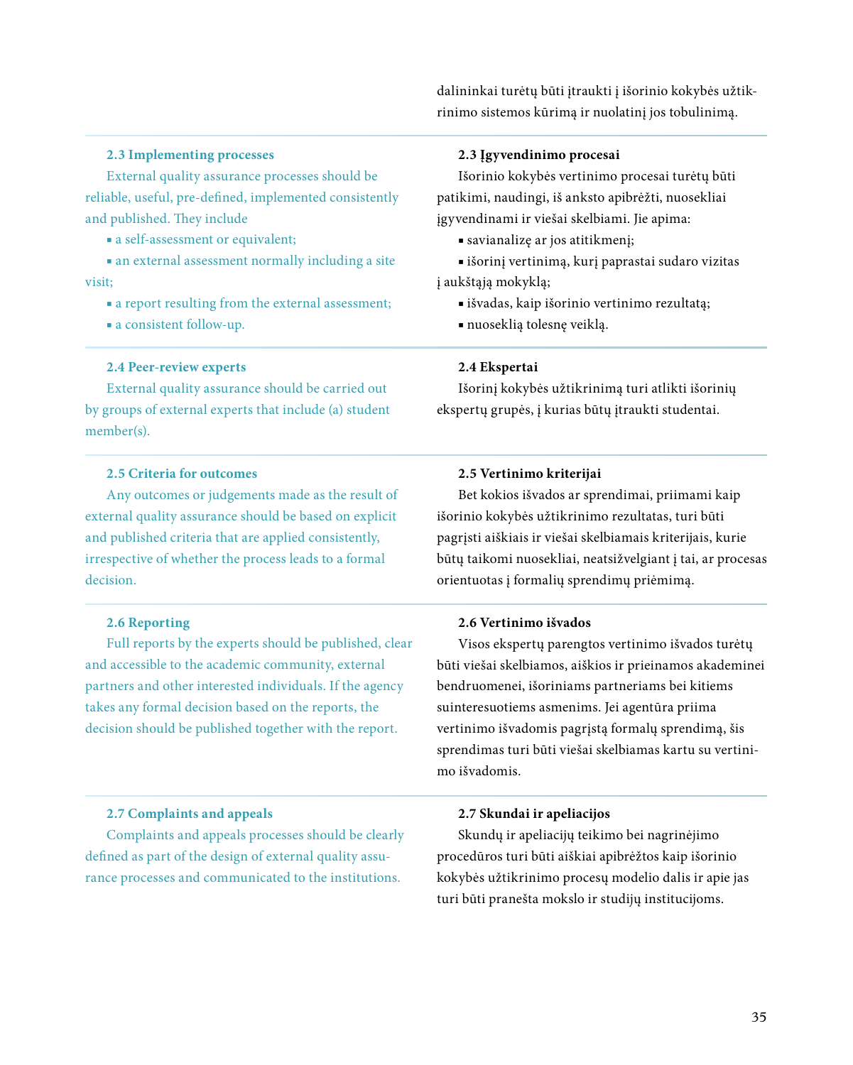dalininkai turėtų būti įtraukti į išorinio kokybės užtikrinimo sistemos kūrimą ir nuolatinį jos tobulinimą.

### 2.3 Implementing processes

External quality assurance processes should be reliable, useful, pre-defined, implemented consistently and published. They include

- a self-assessment or equivalent;
- an external assessment normally including a site visit;
- a report resulting from the external assessment;
- a consistent follow-up.

### 2.3 Įgyvendinimo procesai

Išorinio kokybės vertinimo procesai turėtų būti patikimi, naudingi, iš anksto apibrėžti, nuosekliai įgyvendinami ir viešai skelbiami. Jie apima:

- savianalizę ar jos atitikmenį;
- išorinį vertinimą, kurį paprastai sudaro vizitas į aukštąją mokyklą;
- išvadas, kaip išorinio vertinimo rezultatą;
- nuoseklią tolesnę veiklą.

### 2.4 Peer-review experts

External quality assurance should be carried out by groups of external experts that include (a) student member(s).

### 2.4 Ekspertai

Išorinį kokybės užtikrinimą turi atlikti išorinių ekspertų grupės, į kurias būtų įtraukti studentai.

### 2.5 Criteria for outcomes

Any outcomes or judgements made as the result of external quality assurance should be based on explicit and published criteria that are applied consistently, irrespective of whether the process leads to a formal decision.

### 2.5 Vertinimo kriterijai

Bet kokios išvados ar sprendimai, priimami kaip išorinio kokybės užtikrinimo rezultatas, turi būti pagrįsti aiškiais ir viešai skelbiamais kriterijais, kurie būtų taikomi nuosekliai, neatsižvelgiant į tai, ar procesas orientuotas į formalių sprendimų priėmimą.

### 2.6 Reporting

Full reports by the experts should be published, clear and accessible to the academic community, external partners and other interested individuals. If the agency takes any formal decision based on the reports, the decision should be published together with the report.

### 2.6 Vertinimo išvados

Visos ekspertų parengtos vertinimo išvados turėtų būti viešai skelbiamos, aiškios ir prieinamos akademinei bendruomenei, išoriniams partneriams bei kitiems suinteresuotiems asmenims. Jei agentūra priima vertinimo išvadomis pagrįstą formalų sprendimą, šis sprendimas turi būti viešai skelbiamas kartu su vertinimo išvadomis.

### 2.7 Complaints and appeals

Complaints and appeals processes should be clearly defined as part of the design of external quality assurance processes and communicated to the institutions.

### 2.7 Skundai ir apeliacijos

Skundų ir apeliacijų teikimo bei nagrinėjimo procedūros turi būti aiškiai apibrėžtos kaip išorinio kokybės užtikrinimo procesų modelio dalis ir apie jas turi būti pranešta mokslo ir studijų institucijoms.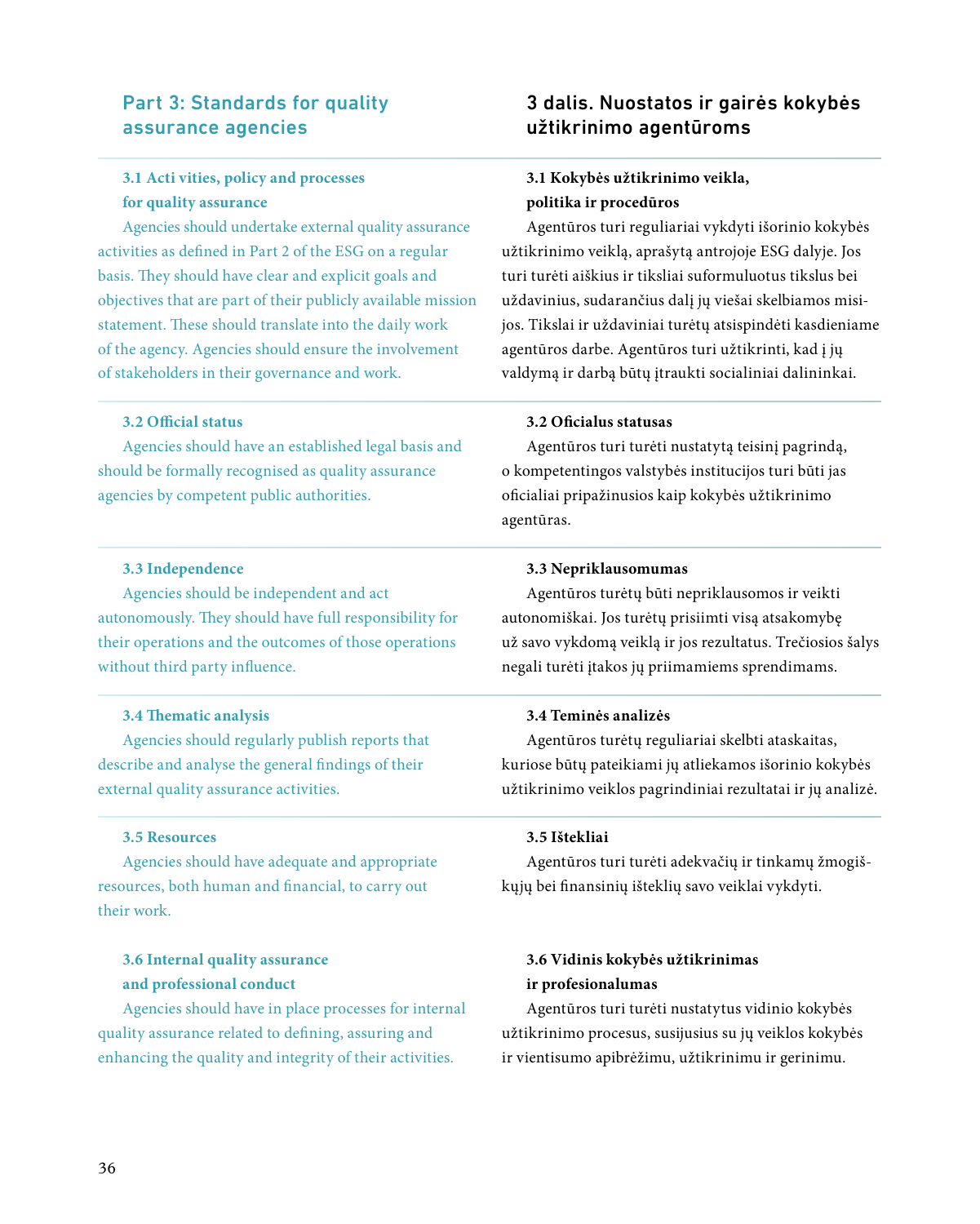## Part 3: Standards for quality assurance agencies

### 3.1 Activities, policy and processes for quality assurance

Agencies should undertake external quality assurance activities as defined in Part 2 of the ESG on a regular basis. They should have clear and explicit goals and objectives that are part of their publicly available mission statement. These should translate into the daily work of the agency. Agencies should ensure the involvement of stakeholders in their governance and work.

### 3.2 Official status

Agencies should have an established legal basis and should be formally recognised as quality assurance agencies by competent public authorities.

### 3.3 Independence

Agencies should be independent and act autonomously. They should have full responsibility for their operations and the outcomes of those operations without third party influence.

### 3.4 Thematic analysis

Agencies should regularly publish reports that describe and analyse the general findings of their external quality assurance activities.

### 3.5 Resources

Agencies should have adequate and appropriate resources, both human and financial, to carry out their work.

### 3.6 Internal quality assurance and professional conduct

Agencies should have in place processes for internal quality assurance related to defining, assuring and enhancing the quality and integrity of their activities.

## 3 dalis. Nuostatos ir gairės kokybės užtikrinimo agentūroms

### 3.1 Kokybės užtikrinimo veikla, politika ir procedūros

Agentūros turi reguliariai vykdyti išorinio kokybės užtikrinimo veiklą, aprašytą antrojoje ESG dalyje. Jos turi turėti aiškius ir tiksliai suformuluotus tikslus bei uždavinius, sudarančius dalį jų viešai skelbiamos misijos. Tikslai ir uždaviniai turėtų atsispindėti kasdieniame agentūros darbe. Agentūros turi užtikrinti, kad į jų valdymą ir darbą būtų įtraukti socialiniai dalininkai.

### 3.2 Oficialus statusas

Agentūros turi turėti nustatytą teisinį pagrindą, o kompetentingos valstybės institucijos turi būti jas oficialiai pripažinusios kaip kokybės užtikrinimo agentūras.

### 3.3 Nepriklausomumas

Agentūros turėtų būti nepriklausomos ir veikti autonomiškai. Jos turėtų prisiimti visą atsakomybę už savo vykdomą veiklą ir jos rezultatus. Trečiosios šalys negali turėti įtakos jų priimamiems sprendimams.

### 3.4 Teminės analizės

Agentūros turėtų reguliariai skelbti ataskaitas, kuriose būtų pateikiami jų atliekamos išorinio kokybės užtikrinimo veiklos pagrindiniai rezultatai ir jų analizė.

### 3.5 Ištekliai

Agentūros turi turėti adekvačių ir tinkamų žmogiškųjų bei finansinių išteklių savo veiklai vykdyti.

### 3.6 Vidinis kokybės užtikrinimas ir profesionalumas

Agentūros turi turėti nustatytus vidinio kokybės užtikrinimo procesus, susijusius su jų veiklos kokybės ir vientisumo apibrėžimu, užtikrinimu ir gerinimu.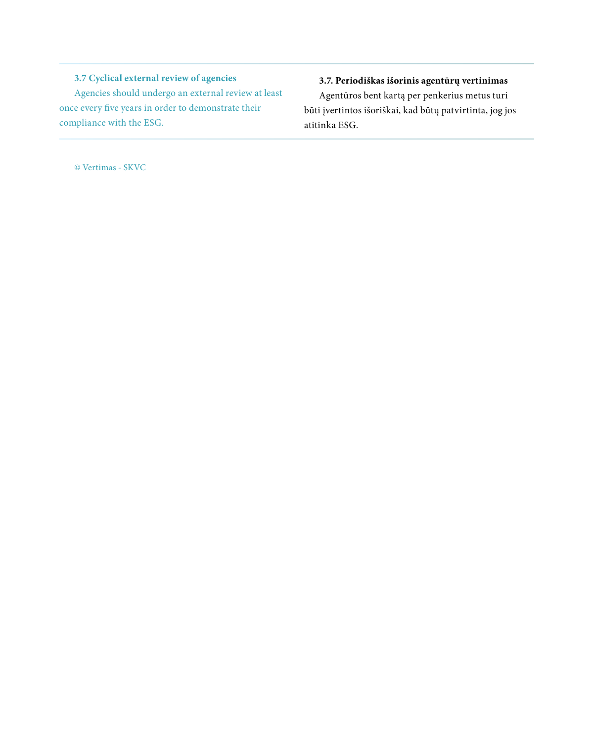**3.7 Cyclical external review of agencies**

Agencies should undergo an external review at least once every five years in order to demonstrate their compliance with the ESG.

**3.7. Periodiškas išorinis agentūrų vertinimas**

Agentūros bent kartą per penkerius metus turi būti įvertintos išoriškai, kad būtų patvirtinta, jog jos atitinka ESG.

© Vertimas - SKVC